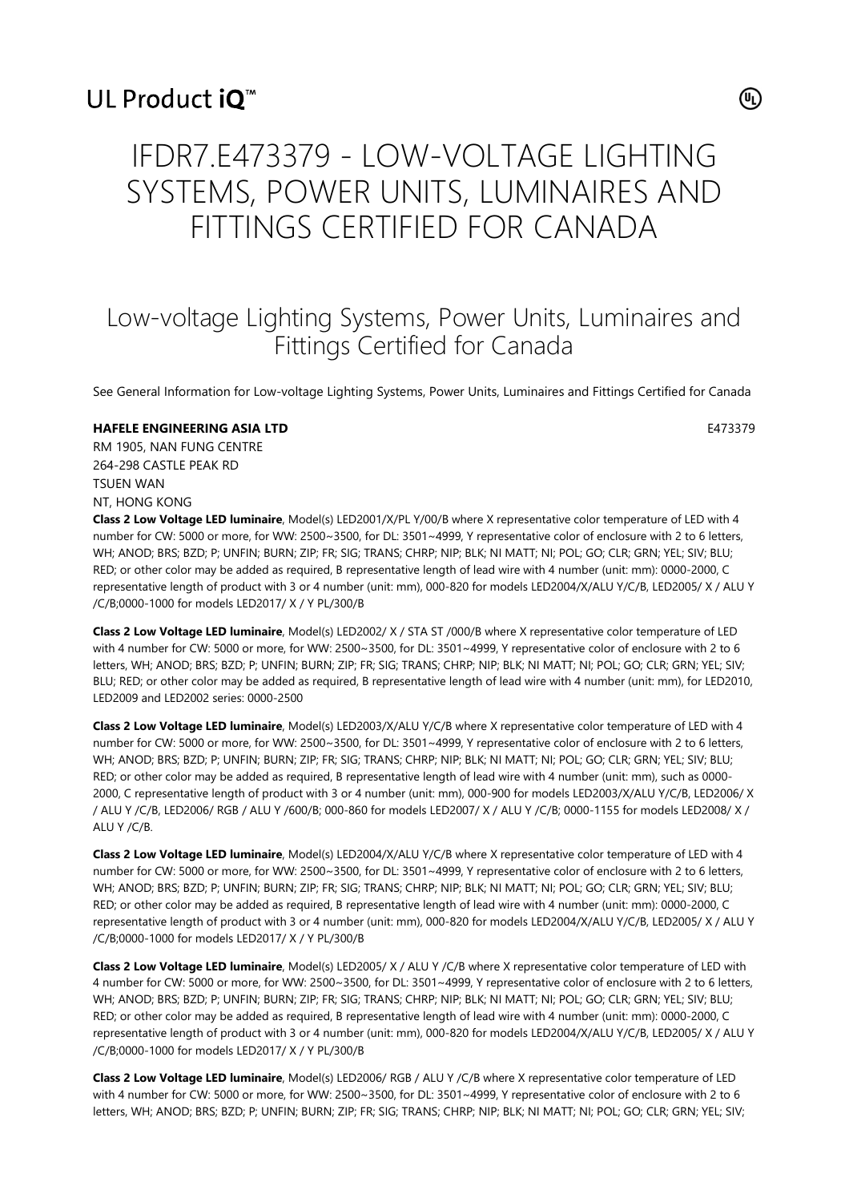UL Product iQ™

# IFDR7.E473379 - LOW-VOLTAGE LIGHTING SYSTEMS, POWER UNITS, LUMINAIRES AND FITTINGS CERTIFIED FOR CANADA

## Low-voltage Lighting Systems, Power Units, Luminaires and Fittings Certified for Canada

See General Information for Low-voltage Lighting Systems, Power Units, Luminaires and Fittings Certified for Canada

**HAFELE ENGINEERING ASIA LTD** E473379

RM 1905, NAN FUNG CENTRE
264-298 CASTLE PEAK RD
TSUEN WAN
NT, HONG KONG

**Class 2 Low Voltage LED luminaire**, Model(s) LED2001/X/PL Y/00/B where X representative color temperature of LED with 4 number for CW: 5000 or more, for WW: 2500~3500, for DL: 3501~4999, Y representative color of enclosure with 2 to 6 letters, WH; ANOD; BRS; BZD; P; UNFIN; BURN; ZIP; FR; SIG; TRANS; CHRP; NIP; BLK; NI MATT; NI; POL; GO; CLR; GRN; YEL; SIV; BLU; RED; or other color may be added as required, B representative length of lead wire with 4 number (unit: mm): 0000-2000, C representative length of product with 3 or 4 number (unit: mm), 000-820 for models LED2004/X/ALU Y/C/B, LED2005/ X / ALU Y /C/B;0000-1000 for models LED2017/ X / Y PL/300/B

**Class 2 Low Voltage LED luminaire**, Model(s) LED2002/ X / STA ST /000/B where X representative color temperature of LED with 4 number for CW: 5000 or more, for WW: 2500~3500, for DL: 3501~4999, Y representative color of enclosure with 2 to 6 letters, WH; ANOD; BRS; BZD; P; UNFIN; BURN; ZIP; FR; SIG; TRANS; CHRP; NIP; BLK; NI MATT; NI; POL; GO; CLR; GRN; YEL; SIV; BLU; RED; or other color may be added as required, B representative length of lead wire with 4 number (unit: mm), for LED2010, LED2009 and LED2002 series: 0000-2500

**Class 2 Low Voltage LED luminaire**, Model(s) LED2003/X/ALU Y/C/B where X representative color temperature of LED with 4 number for CW: 5000 or more, for WW: 2500~3500, for DL: 3501~4999, Y representative color of enclosure with 2 to 6 letters, WH; ANOD; BRS; BZD; P; UNFIN; BURN; ZIP; FR; SIG; TRANS; CHRP; NIP; BLK; NI MATT; NI; POL; GO; CLR; GRN; YEL; SIV; BLU; RED; or other color may be added as required, B representative length of lead wire with 4 number (unit: mm), such as 0000-2000, C representative length of product with 3 or 4 number (unit: mm), 000-900 for models LED2003/X/ALU Y/C/B, LED2006/ X / ALU Y /C/B, LED2006/ RGB / ALU Y /600/B; 000-860 for models LED2007/ X / ALU Y /C/B; 0000-1155 for models LED2008/ X / ALU Y /C/B.

**Class 2 Low Voltage LED luminaire**, Model(s) LED2004/X/ALU Y/C/B where X representative color temperature of LED with 4 number for CW: 5000 or more, for WW: 2500~3500, for DL: 3501~4999, Y representative color of enclosure with 2 to 6 letters, WH; ANOD; BRS; BZD; P; UNFIN; BURN; ZIP; FR; SIG; TRANS; CHRP; NIP; BLK; NI MATT; NI; POL; GO; CLR; GRN; YEL; SIV; BLU; RED; or other color may be added as required, B representative length of lead wire with 4 number (unit: mm): 0000-2000, C representative length of product with 3 or 4 number (unit: mm), 000-820 for models LED2004/X/ALU Y/C/B, LED2005/ X / ALU Y /C/B;0000-1000 for models LED2017/ X / Y PL/300/B

**Class 2 Low Voltage LED luminaire**, Model(s) LED2005/ X / ALU Y /C/B where X representative color temperature of LED with 4 number for CW: 5000 or more, for WW: 2500~3500, for DL: 3501~4999, Y representative color of enclosure with 2 to 6 letters, WH; ANOD; BRS; BZD; P; UNFIN; BURN; ZIP; FR; SIG; TRANS; CHRP; NIP; BLK; NI MATT; NI; POL; GO; CLR; GRN; YEL; SIV; BLU; RED; or other color may be added as required, B representative length of lead wire with 4 number (unit: mm): 0000-2000, C representative length of product with 3 or 4 number (unit: mm), 000-820 for models LED2004/X/ALU Y/C/B, LED2005/ X / ALU Y /C/B;0000-1000 for models LED2017/ X / Y PL/300/B

**Class 2 Low Voltage LED luminaire**, Model(s) LED2006/ RGB / ALU Y /C/B where X representative color temperature of LED with 4 number for CW: 5000 or more, for WW: 2500~3500, for DL: 3501~4999, Y representative color of enclosure with 2 to 6 letters, WH; ANOD; BRS; BZD; P; UNFIN; BURN; ZIP; FR; SIG; TRANS; CHRP; NIP; BLK; NI MATT; NI; POL; GO; CLR; GRN; YEL; SIV;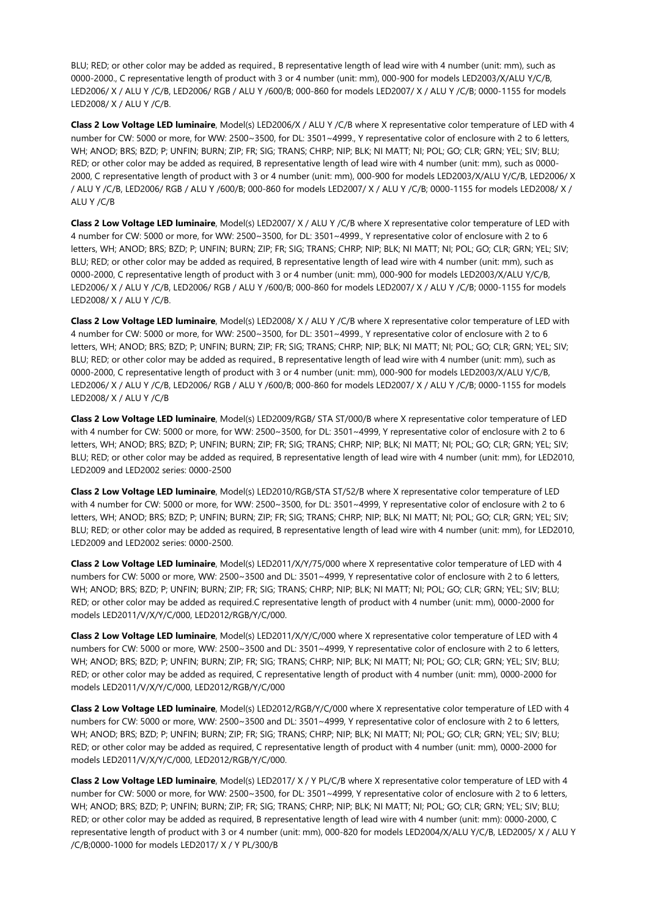BLU; RED; or other color may be added as required., B representative length of lead wire with 4 number (unit: mm), such as 0000-2000., C representative length of product with 3 or 4 number (unit: mm), 000-900 for models LED2003/X/ALU Y/C/B, LED2006/ X / ALU Y /C/B, LED2006/ RGB / ALU Y /600/B; 000-860 for models LED2007/ X / ALU Y /C/B; 0000-1155 for models LED2008/ X / ALU Y /C/B.

**Class 2 Low Voltage LED luminaire**, Model(s) LED2006/X / ALU Y /C/B where X representative color temperature of LED with 4 number for CW: 5000 or more, for WW: 2500~3500, for DL: 3501~4999., Y representative color of enclosure with 2 to 6 letters, WH; ANOD; BRS; BZD; P; UNFIN; BURN; ZIP; FR; SIG; TRANS; CHRP; NIP; BLK; NI MATT; NI; POL; GO; CLR; GRN; YEL; SIV; BLU; RED; or other color may be added as required, B representative length of lead wire with 4 number (unit: mm), such as 0000-2000, C representative length of product with 3 or 4 number (unit: mm), 000-900 for models LED2003/X/ALU Y/C/B, LED2006/ X / ALU Y /C/B, LED2006/ RGB / ALU Y /600/B; 000-860 for models LED2007/ X / ALU Y /C/B; 0000-1155 for models LED2008/ X / ALU Y /C/B

**Class 2 Low Voltage LED luminaire**, Model(s) LED2007/ X / ALU Y /C/B where X representative color temperature of LED with 4 number for CW: 5000 or more, for WW: 2500~3500, for DL: 3501~4999., Y representative color of enclosure with 2 to 6 letters, WH; ANOD; BRS; BZD; P; UNFIN; BURN; ZIP; FR; SIG; TRANS; CHRP; NIP; BLK; NI MATT; NI; POL; GO; CLR; GRN; YEL; SIV; BLU; RED; or other color may be added as required, B representative length of lead wire with 4 number (unit: mm), such as 0000-2000, C representative length of product with 3 or 4 number (unit: mm), 000-900 for models LED2003/X/ALU Y/C/B, LED2006/ X / ALU Y /C/B, LED2006/ RGB / ALU Y /600/B; 000-860 for models LED2007/ X / ALU Y /C/B; 0000-1155 for models LED2008/ X / ALU Y /C/B.

**Class 2 Low Voltage LED luminaire**, Model(s) LED2008/ X / ALU Y /C/B where X representative color temperature of LED with 4 number for CW: 5000 or more, for WW: 2500~3500, for DL: 3501~4999., Y representative color of enclosure with 2 to 6 letters, WH; ANOD; BRS; BZD; P; UNFIN; BURN; ZIP; FR; SIG; TRANS; CHRP; NIP; BLK; NI MATT; NI; POL; GO; CLR; GRN; YEL; SIV; BLU; RED; or other color may be added as required., B representative length of lead wire with 4 number (unit: mm), such as 0000-2000, C representative length of product with 3 or 4 number (unit: mm), 000-900 for models LED2003/X/ALU Y/C/B, LED2006/ X / ALU Y /C/B, LED2006/ RGB / ALU Y /600/B; 000-860 for models LED2007/ X / ALU Y /C/B; 0000-1155 for models LED2008/ X / ALU Y /C/B

**Class 2 Low Voltage LED luminaire**, Model(s) LED2009/RGB/ STA ST/000/B where X representative color temperature of LED with 4 number for CW: 5000 or more, for WW: 2500~3500, for DL: 3501~4999, Y representative color of enclosure with 2 to 6 letters, WH; ANOD; BRS; BZD; P; UNFIN; BURN; ZIP; FR; SIG; TRANS; CHRP; NIP; BLK; NI MATT; NI; POL; GO; CLR; GRN; YEL; SIV; BLU; RED; or other color may be added as required, B representative length of lead wire with 4 number (unit: mm), for LED2010, LED2009 and LED2002 series: 0000-2500

**Class 2 Low Voltage LED luminaire**, Model(s) LED2010/RGB/STA ST/52/B where X representative color temperature of LED with 4 number for CW: 5000 or more, for WW: 2500~3500, for DL: 3501~4999, Y representative color of enclosure with 2 to 6 letters, WH; ANOD; BRS; BZD; P; UNFIN; BURN; ZIP; FR; SIG; TRANS; CHRP; NIP; BLK; NI MATT; NI; POL; GO; CLR; GRN; YEL; SIV; BLU; RED; or other color may be added as required, B representative length of lead wire with 4 number (unit: mm), for LED2010, LED2009 and LED2002 series: 0000-2500.

**Class 2 Low Voltage LED luminaire**, Model(s) LED2011/X/Y/75/000 where X representative color temperature of LED with 4 numbers for CW: 5000 or more, WW: 2500~3500 and DL: 3501~4999, Y representative color of enclosure with 2 to 6 letters, WH; ANOD; BRS; BZD; P; UNFIN; BURN; ZIP; FR; SIG; TRANS; CHRP; NIP; BLK; NI MATT; NI; POL; GO; CLR; GRN; YEL; SIV; BLU; RED; or other color may be added as required.C representative length of product with 4 number (unit: mm), 0000-2000 for models LED2011/V/X/Y/C/000, LED2012/RGB/Y/C/000.

**Class 2 Low Voltage LED luminaire**, Model(s) LED2011/X/Y/C/000 where X representative color temperature of LED with 4 numbers for CW: 5000 or more, WW: 2500~3500 and DL: 3501~4999, Y representative color of enclosure with 2 to 6 letters, WH; ANOD; BRS; BZD; P; UNFIN; BURN; ZIP; FR; SIG; TRANS; CHRP; NIP; BLK; NI MATT; NI; POL; GO; CLR; GRN; YEL; SIV; BLU; RED; or other color may be added as required, C representative length of product with 4 number (unit: mm), 0000-2000 for models LED2011/V/X/Y/C/000, LED2012/RGB/Y/C/000

**Class 2 Low Voltage LED luminaire**, Model(s) LED2012/RGB/Y/C/000 where X representative color temperature of LED with 4 numbers for CW: 5000 or more, WW: 2500~3500 and DL: 3501~4999, Y representative color of enclosure with 2 to 6 letters, WH; ANOD; BRS; BZD; P; UNFIN; BURN; ZIP; FR; SIG; TRANS; CHRP; NIP; BLK; NI MATT; NI; POL; GO; CLR; GRN; YEL; SIV; BLU; RED; or other color may be added as required, C representative length of product with 4 number (unit: mm), 0000-2000 for models LED2011/V/X/Y/C/000, LED2012/RGB/Y/C/000.

**Class 2 Low Voltage LED luminaire**, Model(s) LED2017/ X / Y PL/C/B where X representative color temperature of LED with 4 number for CW: 5000 or more, for WW: 2500~3500, for DL: 3501~4999, Y representative color of enclosure with 2 to 6 letters, WH; ANOD; BRS; BZD; P; UNFIN; BURN; ZIP; FR; SIG; TRANS; CHRP; NIP; BLK; NI MATT; NI; POL; GO; CLR; GRN; YEL; SIV; BLU; RED; or other color may be added as required, B representative length of lead wire with 4 number (unit: mm): 0000-2000, C representative length of product with 3 or 4 number (unit: mm), 000-820 for models LED2004/X/ALU Y/C/B, LED2005/ X / ALU Y /C/B;0000-1000 for models LED2017/ X / Y PL/300/B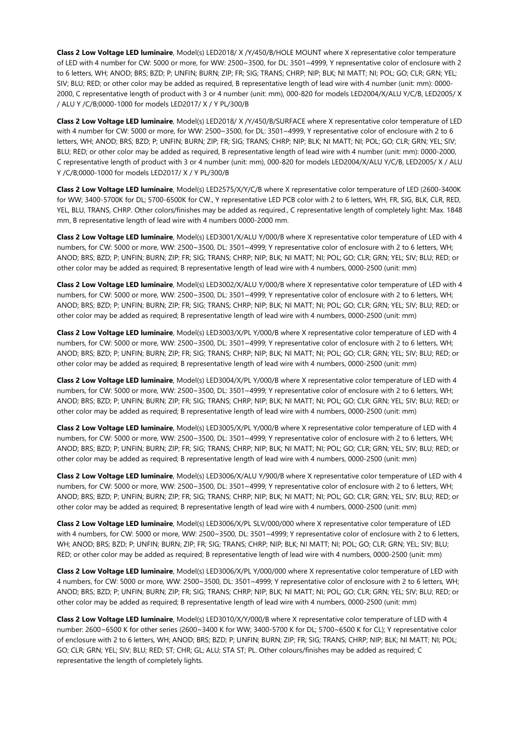**Class 2 Low Voltage LED luminaire**, Model(s) LED2018/ X /Y/450/B/HOLE MOUNT where X representative color temperature of LED with 4 number for CW: 5000 or more, for WW: 2500~3500, for DL: 3501~4999, Y representative color of enclosure with 2 to 6 letters, WH; ANOD; BRS; BZD; P; UNFIN; BURN; ZIP; FR; SIG; TRANS; CHRP; NIP; BLK; NI MATT; NI; POL; GO; CLR; GRN; YEL; SIV; BLU; RED; or other color may be added as required, B representative length of lead wire with 4 number (unit: mm): 0000-2000, C representative length of product with 3 or 4 number (unit: mm), 000-820 for models LED2004/X/ALU Y/C/B, LED2005/ X / ALU Y /C/B;0000-1000 for models LED2017/ X / Y PL/300/B

**Class 2 Low Voltage LED luminaire**, Model(s) LED2018/ X /Y/450/B/SURFACE where X representative color temperature of LED with 4 number for CW: 5000 or more, for WW: 2500~3500, for DL: 3501~4999, Y representative color of enclosure with 2 to 6 letters, WH; ANOD; BRS; BZD; P; UNFIN; BURN; ZIP; FR; SIG; TRANS; CHRP; NIP; BLK; NI MATT; NI; POL; GO; CLR; GRN; YEL; SIV; BLU; RED; or other color may be added as required, B representative length of lead wire with 4 number (unit: mm): 0000-2000, C representative length of product with 3 or 4 number (unit: mm), 000-820 for models LED2004/X/ALU Y/C/B, LED2005/ X / ALU Y /C/B;0000-1000 for models LED2017/ X / Y PL/300/B

**Class 2 Low Voltage LED luminaire**, Model(s) LED2575/X/Y/C/B where X representative color temperature of LED (2600-3400K for WW; 3400-5700K for DL; 5700-6500K for CW., Y representative LED PCB color with 2 to 6 letters, WH, FR, SIG, BLK, CLR, RED, YEL, BLU, TRANS, CHRP. Other colors/finishes may be added as required., C representative length of completely light: Max. 1848 mm, B representative length of lead wire with 4 numbers 0000-2000 mm.

**Class 2 Low Voltage LED luminaire**, Model(s) LED3001/X/ALU Y/000/B where X representative color temperature of LED with 4 numbers, for CW: 5000 or more, WW: 2500~3500, DL: 3501~4999; Y representative color of enclosure with 2 to 6 letters, WH; ANOD; BRS; BZD; P; UNFIN; BURN; ZIP; FR; SIG; TRANS; CHRP; NIP; BLK; NI MATT; NI; POL; GO; CLR; GRN; YEL; SIV; BLU; RED; or other color may be added as required; B representative length of lead wire with 4 numbers, 0000-2500 (unit: mm)

**Class 2 Low Voltage LED luminaire**, Model(s) LED3002/X/ALU Y/000/B where X representative color temperature of LED with 4 numbers, for CW: 5000 or more, WW: 2500~3500, DL: 3501~4999; Y representative color of enclosure with 2 to 6 letters, WH; ANOD; BRS; BZD; P; UNFIN; BURN; ZIP; FR; SIG; TRANS; CHRP; NIP; BLK; NI MATT; NI; POL; GO; CLR; GRN; YEL; SIV; BLU; RED; or other color may be added as required; B representative length of lead wire with 4 numbers, 0000-2500 (unit: mm)

**Class 2 Low Voltage LED luminaire**, Model(s) LED3003/X/PL Y/000/B where X representative color temperature of LED with 4 numbers, for CW: 5000 or more, WW: 2500~3500, DL: 3501~4999; Y representative color of enclosure with 2 to 6 letters, WH; ANOD; BRS; BZD; P; UNFIN; BURN; ZIP; FR; SIG; TRANS; CHRP; NIP; BLK; NI MATT; NI; POL; GO; CLR; GRN; YEL; SIV; BLU; RED; or other color may be added as required; B representative length of lead wire with 4 numbers, 0000-2500 (unit: mm)

**Class 2 Low Voltage LED luminaire**, Model(s) LED3004/X/PL Y/000/B where X representative color temperature of LED with 4 numbers, for CW: 5000 or more, WW: 2500~3500, DL: 3501~4999; Y representative color of enclosure with 2 to 6 letters, WH; ANOD; BRS; BZD; P; UNFIN; BURN; ZIP; FR; SIG; TRANS; CHRP; NIP; BLK; NI MATT; NI; POL; GO; CLR; GRN; YEL; SIV; BLU; RED; or other color may be added as required; B representative length of lead wire with 4 numbers, 0000-2500 (unit: mm)

**Class 2 Low Voltage LED luminaire**, Model(s) LED3005/X/PL Y/000/B where X representative color temperature of LED with 4 numbers, for CW: 5000 or more, WW: 2500~3500, DL: 3501~4999; Y representative color of enclosure with 2 to 6 letters, WH; ANOD; BRS; BZD; P; UNFIN; BURN; ZIP; FR; SIG; TRANS; CHRP; NIP; BLK; NI MATT; NI; POL; GO; CLR; GRN; YEL; SIV; BLU; RED; or other color may be added as required; B representative length of lead wire with 4 numbers, 0000-2500 (unit: mm)

**Class 2 Low Voltage LED luminaire**, Model(s) LED3006/X/ALU Y/900/B where X representative color temperature of LED with 4 numbers, for CW: 5000 or more, WW: 2500~3500, DL: 3501~4999; Y representative color of enclosure with 2 to 6 letters, WH; ANOD; BRS; BZD; P; UNFIN; BURN; ZIP; FR; SIG; TRANS; CHRP; NIP; BLK; NI MATT; NI; POL; GO; CLR; GRN; YEL; SIV; BLU; RED; or other color may be added as required; B representative length of lead wire with 4 numbers, 0000-2500 (unit: mm)

**Class 2 Low Voltage LED luminaire**, Model(s) LED3006/X/PL SLV/000/000 where X representative color temperature of LED with 4 numbers, for CW: 5000 or more, WW: 2500~3500, DL: 3501~4999; Y representative color of enclosure with 2 to 6 letters, WH; ANOD; BRS; BZD; P; UNFIN; BURN; ZIP; FR; SIG; TRANS; CHRP; NIP; BLK; NI MATT; NI; POL; GO; CLR; GRN; YEL; SIV; BLU; RED; or other color may be added as required; B representative length of lead wire with 4 numbers, 0000-2500 (unit: mm)

**Class 2 Low Voltage LED luminaire**, Model(s) LED3006/X/PL Y/000/000 where X representative color temperature of LED with 4 numbers, for CW: 5000 or more, WW: 2500~3500, DL: 3501~4999; Y representative color of enclosure with 2 to 6 letters, WH; ANOD; BRS; BZD; P; UNFIN; BURN; ZIP; FR; SIG; TRANS; CHRP; NIP; BLK; NI MATT; NI; POL; GO; CLR; GRN; YEL; SIV; BLU; RED; or other color may be added as required; B representative length of lead wire with 4 numbers, 0000-2500 (unit: mm)

**Class 2 Low Voltage LED luminaire**, Model(s) LED3010/X/Y/000/B where X representative color temperature of LED with 4 number: 2600~6500 K for other series (2600~3400 K for WW; 3400-5700 K for DL; 5700~6500 K for CL); Y representative color of enclosure with 2 to 6 letters, WH; ANOD; BRS; BZD; P; UNFIN; BURN; ZIP; FR; SIG; TRANS; CHRP; NIP; BLK; NI MATT; NI; POL; GO; CLR; GRN; YEL; SIV; BLU; RED; ST; CHR; GL; ALU; STA ST; PL. Other colours/finishes may be added as required; C representative the length of completely lights.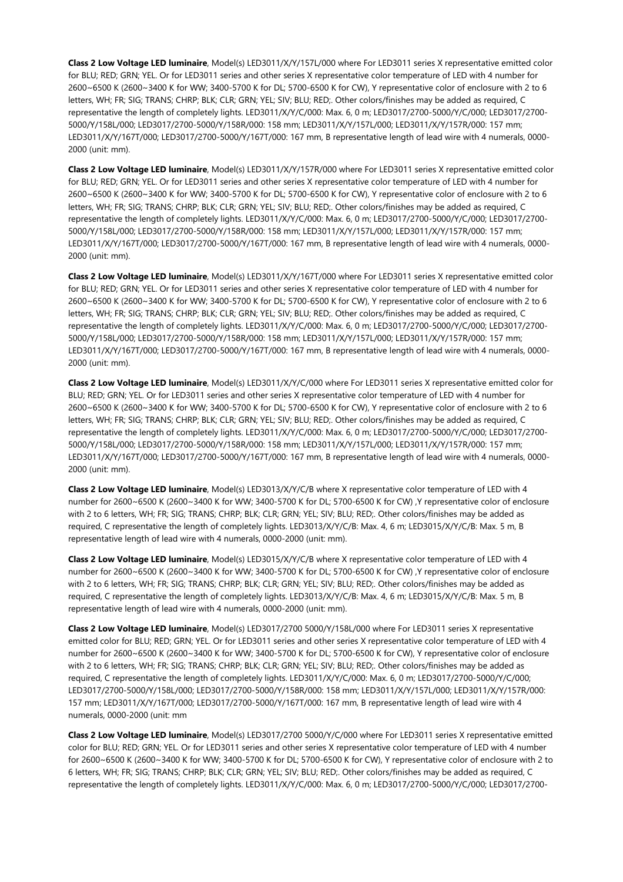**Class 2 Low Voltage LED luminaire**, Model(s) LED3011/X/Y/157L/000 where For LED3011 series X representative emitted color for BLU; RED; GRN; YEL. Or for LED3011 series and other series X representative color temperature of LED with 4 number for 2600~6500 K (2600~3400 K for WW; 3400-5700 K for DL; 5700-6500 K for CW), Y representative color of enclosure with 2 to 6 letters, WH; FR; SIG; TRANS; CHRP; BLK; CLR; GRN; YEL; SIV; BLU; RED;. Other colors/finishes may be added as required, C representative the length of completely lights. LED3011/X/Y/C/000: Max. 6, 0 m; LED3017/2700-5000/Y/C/000; LED3017/2700-5000/Y/158L/000; LED3017/2700-5000/Y/158R/000: 158 mm; LED3011/X/Y/157L/000; LED3011/X/Y/157R/000: 157 mm; LED3011/X/Y/167T/000; LED3017/2700-5000/Y/167T/000: 167 mm, B representative length of lead wire with 4 numerals, 0000-2000 (unit: mm).

**Class 2 Low Voltage LED luminaire**, Model(s) LED3011/X/Y/157R/000 where For LED3011 series X representative emitted color for BLU; RED; GRN; YEL. Or for LED3011 series and other series X representative color temperature of LED with 4 number for 2600~6500 K (2600~3400 K for WW; 3400-5700 K for DL; 5700-6500 K for CW), Y representative color of enclosure with 2 to 6 letters, WH; FR; SIG; TRANS; CHRP; BLK; CLR; GRN; YEL; SIV; BLU; RED;. Other colors/finishes may be added as required, C representative the length of completely lights. LED3011/X/Y/C/000: Max. 6, 0 m; LED3017/2700-5000/Y/C/000; LED3017/2700-5000/Y/158L/000; LED3017/2700-5000/Y/158R/000: 158 mm; LED3011/X/Y/157L/000; LED3011/X/Y/157R/000: 157 mm; LED3011/X/Y/167T/000; LED3017/2700-5000/Y/167T/000: 167 mm, B representative length of lead wire with 4 numerals, 0000-2000 (unit: mm).

**Class 2 Low Voltage LED luminaire**, Model(s) LED3011/X/Y/167T/000 where For LED3011 series X representative emitted color for BLU; RED; GRN; YEL. Or for LED3011 series and other series X representative color temperature of LED with 4 number for 2600~6500 K (2600~3400 K for WW; 3400-5700 K for DL; 5700-6500 K for CW), Y representative color of enclosure with 2 to 6 letters, WH; FR; SIG; TRANS; CHRP; BLK; CLR; GRN; YEL; SIV; BLU; RED;. Other colors/finishes may be added as required, C representative the length of completely lights. LED3011/X/Y/C/000: Max. 6, 0 m; LED3017/2700-5000/Y/C/000; LED3017/2700-5000/Y/158L/000; LED3017/2700-5000/Y/158R/000: 158 mm; LED3011/X/Y/157L/000; LED3011/X/Y/157R/000: 157 mm; LED3011/X/Y/167T/000; LED3017/2700-5000/Y/167T/000: 167 mm, B representative length of lead wire with 4 numerals, 0000-2000 (unit: mm).

**Class 2 Low Voltage LED luminaire**, Model(s) LED3011/X/Y/C/000 where For LED3011 series X representative emitted color for BLU; RED; GRN; YEL. Or for LED3011 series and other series X representative color temperature of LED with 4 number for 2600~6500 K (2600~3400 K for WW; 3400-5700 K for DL; 5700-6500 K for CW), Y representative color of enclosure with 2 to 6 letters, WH; FR; SIG; TRANS; CHRP; BLK; CLR; GRN; YEL; SIV; BLU; RED;. Other colors/finishes may be added as required, C representative the length of completely lights. LED3011/X/Y/C/000: Max. 6, 0 m; LED3017/2700-5000/Y/C/000; LED3017/2700-5000/Y/158L/000; LED3017/2700-5000/Y/158R/000: 158 mm; LED3011/X/Y/157L/000; LED3011/X/Y/157R/000: 157 mm; LED3011/X/Y/167T/000; LED3017/2700-5000/Y/167T/000: 167 mm, B representative length of lead wire with 4 numerals, 0000-2000 (unit: mm).

**Class 2 Low Voltage LED luminaire**, Model(s) LED3013/X/Y/C/B where X representative color temperature of LED with 4 number for 2600~6500 K (2600~3400 K for WW; 3400-5700 K for DL; 5700-6500 K for CW) ,Y representative color of enclosure with 2 to 6 letters, WH; FR; SIG; TRANS; CHRP; BLK; CLR; GRN; YEL; SIV; BLU; RED;. Other colors/finishes may be added as required, C representative the length of completely lights. LED3013/X/Y/C/B: Max. 4, 6 m; LED3015/X/Y/C/B: Max. 5 m, B representative length of lead wire with 4 numerals, 0000-2000 (unit: mm).

**Class 2 Low Voltage LED luminaire**, Model(s) LED3015/X/Y/C/B where X representative color temperature of LED with 4 number for 2600~6500 K (2600~3400 K for WW; 3400-5700 K for DL; 5700-6500 K for CW) ,Y representative color of enclosure with 2 to 6 letters, WH; FR; SIG; TRANS; CHRP; BLK; CLR; GRN; YEL; SIV; BLU; RED;. Other colors/finishes may be added as required, C representative the length of completely lights. LED3013/X/Y/C/B: Max. 4, 6 m; LED3015/X/Y/C/B: Max. 5 m, B representative length of lead wire with 4 numerals, 0000-2000 (unit: mm).

**Class 2 Low Voltage LED luminaire**, Model(s) LED3017/2700 5000/Y/158L/000 where For LED3011 series X representative emitted color for BLU; RED; GRN; YEL. Or for LED3011 series and other series X representative color temperature of LED with 4 number for 2600~6500 K (2600~3400 K for WW; 3400-5700 K for DL; 5700-6500 K for CW), Y representative color of enclosure with 2 to 6 letters, WH; FR; SIG; TRANS; CHRP; BLK; CLR; GRN; YEL; SIV; BLU; RED;. Other colors/finishes may be added as required, C representative the length of completely lights. LED3011/X/Y/C/000: Max. 6, 0 m; LED3017/2700-5000/Y/C/000; LED3017/2700-5000/Y/158L/000; LED3017/2700-5000/Y/158R/000: 158 mm; LED3011/X/Y/157L/000; LED3011/X/Y/157R/000: 157 mm; LED3011/X/Y/167T/000; LED3017/2700-5000/Y/167T/000: 167 mm, B representative length of lead wire with 4 numerals, 0000-2000 (unit: mm

**Class 2 Low Voltage LED luminaire**, Model(s) LED3017/2700 5000/Y/C/000 where For LED3011 series X representative emitted color for BLU; RED; GRN; YEL. Or for LED3011 series and other series X representative color temperature of LED with 4 number for 2600~6500 K (2600~3400 K for WW; 3400-5700 K for DL; 5700-6500 K for CW), Y representative color of enclosure with 2 to 6 letters, WH; FR; SIG; TRANS; CHRP; BLK; CLR; GRN; YEL; SIV; BLU; RED;. Other colors/finishes may be added as required, C representative the length of completely lights. LED3011/X/Y/C/000: Max. 6, 0 m; LED3017/2700-5000/Y/C/000; LED3017/2700-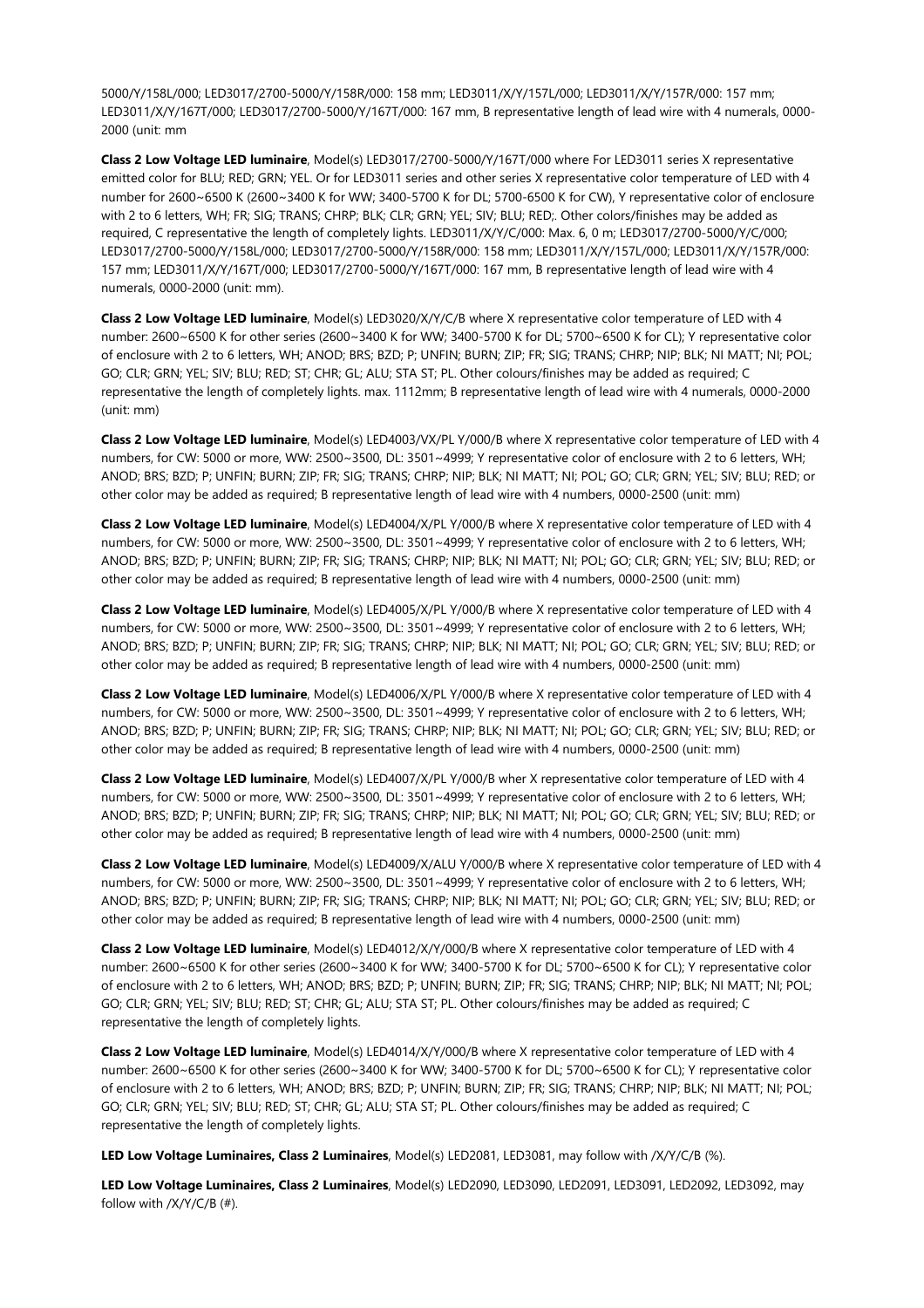5000/Y/158L/000; LED3017/2700-5000/Y/158R/000: 158 mm; LED3011/X/Y/157L/000; LED3011/X/Y/157R/000: 157 mm; LED3011/X/Y/167T/000; LED3017/2700-5000/Y/167T/000: 167 mm, B representative length of lead wire with 4 numerals, 0000-2000 (unit: mm

**Class 2 Low Voltage LED luminaire**, Model(s) LED3017/2700-5000/Y/167T/000 where For LED3011 series X representative emitted color for BLU; RED; GRN; YEL. Or for LED3011 series and other series X representative color temperature of LED with 4 number for 2600~6500 K (2600~3400 K for WW; 3400-5700 K for DL; 5700-6500 K for CW), Y representative color of enclosure with 2 to 6 letters, WH; FR; SIG; TRANS; CHRP; BLK; CLR; GRN; YEL; SIV; BLU; RED;. Other colors/finishes may be added as required, C representative the length of completely lights. LED3011/X/Y/C/000: Max. 6, 0 m; LED3017/2700-5000/Y/C/000; LED3017/2700-5000/Y/158L/000; LED3017/2700-5000/Y/158R/000: 158 mm; LED3011/X/Y/157L/000; LED3011/X/Y/157R/000: 157 mm; LED3011/X/Y/167T/000; LED3017/2700-5000/Y/167T/000: 167 mm, B representative length of lead wire with 4 numerals, 0000-2000 (unit: mm).

**Class 2 Low Voltage LED luminaire**, Model(s) LED3020/X/Y/C/B where X representative color temperature of LED with 4 number: 2600~6500 K for other series (2600~3400 K for WW; 3400-5700 K for DL; 5700~6500 K for CL); Y representative color of enclosure with 2 to 6 letters, WH; ANOD; BRS; BZD; P; UNFIN; BURN; ZIP; FR; SIG; TRANS; CHRP; NIP; BLK; NI MATT; NI; POL; GO; CLR; GRN; YEL; SIV; BLU; RED; ST; CHR; GL; ALU; STA ST; PL. Other colours/finishes may be added as required; C representative the length of completely lights. max. 1112mm; B representative length of lead wire with 4 numerals, 0000-2000 (unit: mm)

**Class 2 Low Voltage LED luminaire**, Model(s) LED4003/VX/PL Y/000/B where X representative color temperature of LED with 4 numbers, for CW: 5000 or more, WW: 2500~3500, DL: 3501~4999; Y representative color of enclosure with 2 to 6 letters, WH; ANOD; BRS; BZD; P; UNFIN; BURN; ZIP; FR; SIG; TRANS; CHRP; NIP; BLK; NI MATT; NI; POL; GO; CLR; GRN; YEL; SIV; BLU; RED; or other color may be added as required; B representative length of lead wire with 4 numbers, 0000-2500 (unit: mm)

**Class 2 Low Voltage LED luminaire**, Model(s) LED4004/X/PL Y/000/B where X representative color temperature of LED with 4 numbers, for CW: 5000 or more, WW: 2500~3500, DL: 3501~4999; Y representative color of enclosure with 2 to 6 letters, WH; ANOD; BRS; BZD; P; UNFIN; BURN; ZIP; FR; SIG; TRANS; CHRP; NIP; BLK; NI MATT; NI; POL; GO; CLR; GRN; YEL; SIV; BLU; RED; or other color may be added as required; B representative length of lead wire with 4 numbers, 0000-2500 (unit: mm)

**Class 2 Low Voltage LED luminaire**, Model(s) LED4005/X/PL Y/000/B where X representative color temperature of LED with 4 numbers, for CW: 5000 or more, WW: 2500~3500, DL: 3501~4999; Y representative color of enclosure with 2 to 6 letters, WH; ANOD; BRS; BZD; P; UNFIN; BURN; ZIP; FR; SIG; TRANS; CHRP; NIP; BLK; NI MATT; NI; POL; GO; CLR; GRN; YEL; SIV; BLU; RED; or other color may be added as required; B representative length of lead wire with 4 numbers, 0000-2500 (unit: mm)

**Class 2 Low Voltage LED luminaire**, Model(s) LED4006/X/PL Y/000/B where X representative color temperature of LED with 4 numbers, for CW: 5000 or more, WW: 2500~3500, DL: 3501~4999; Y representative color of enclosure with 2 to 6 letters, WH; ANOD; BRS; BZD; P; UNFIN; BURN; ZIP; FR; SIG; TRANS; CHRP; NIP; BLK; NI MATT; NI; POL; GO; CLR; GRN; YEL; SIV; BLU; RED; or other color may be added as required; B representative length of lead wire with 4 numbers, 0000-2500 (unit: mm)

**Class 2 Low Voltage LED luminaire**, Model(s) LED4007/X/PL Y/000/B wher X representative color temperature of LED with 4 numbers, for CW: 5000 or more, WW: 2500~3500, DL: 3501~4999; Y representative color of enclosure with 2 to 6 letters, WH; ANOD; BRS; BZD; P; UNFIN; BURN; ZIP; FR; SIG; TRANS; CHRP; NIP; BLK; NI MATT; NI; POL; GO; CLR; GRN; YEL; SIV; BLU; RED; or other color may be added as required; B representative length of lead wire with 4 numbers, 0000-2500 (unit: mm)

**Class 2 Low Voltage LED luminaire**, Model(s) LED4009/X/ALU Y/000/B where X representative color temperature of LED with 4 numbers, for CW: 5000 or more, WW: 2500~3500, DL: 3501~4999; Y representative color of enclosure with 2 to 6 letters, WH; ANOD; BRS; BZD; P; UNFIN; BURN; ZIP; FR; SIG; TRANS; CHRP; NIP; BLK; NI MATT; NI; POL; GO; CLR; GRN; YEL; SIV; BLU; RED; or other color may be added as required; B representative length of lead wire with 4 numbers, 0000-2500 (unit: mm)

**Class 2 Low Voltage LED luminaire**, Model(s) LED4012/X/Y/000/B where X representative color temperature of LED with 4 number: 2600~6500 K for other series (2600~3400 K for WW; 3400-5700 K for DL; 5700~6500 K for CL); Y representative color of enclosure with 2 to 6 letters, WH; ANOD; BRS; BZD; P; UNFIN; BURN; ZIP; FR; SIG; TRANS; CHRP; NIP; BLK; NI MATT; NI; POL; GO; CLR; GRN; YEL; SIV; BLU; RED; ST; CHR; GL; ALU; STA ST; PL. Other colours/finishes may be added as required; C representative the length of completely lights.

**Class 2 Low Voltage LED luminaire**, Model(s) LED4014/X/Y/000/B where X representative color temperature of LED with 4 number: 2600~6500 K for other series (2600~3400 K for WW; 3400-5700 K for DL; 5700~6500 K for CL); Y representative color of enclosure with 2 to 6 letters, WH; ANOD; BRS; BZD; P; UNFIN; BURN; ZIP; FR; SIG; TRANS; CHRP; NIP; BLK; NI MATT; NI; POL; GO; CLR; GRN; YEL; SIV; BLU; RED; ST; CHR; GL; ALU; STA ST; PL. Other colours/finishes may be added as required; C representative the length of completely lights.

**LED Low Voltage Luminaires, Class 2 Luminaires**, Model(s) LED2081, LED3081, may follow with /X/Y/C/B (%).

**LED Low Voltage Luminaires, Class 2 Luminaires**, Model(s) LED2090, LED3090, LED2091, LED3091, LED2092, LED3092, may follow with /X/Y/C/B (#).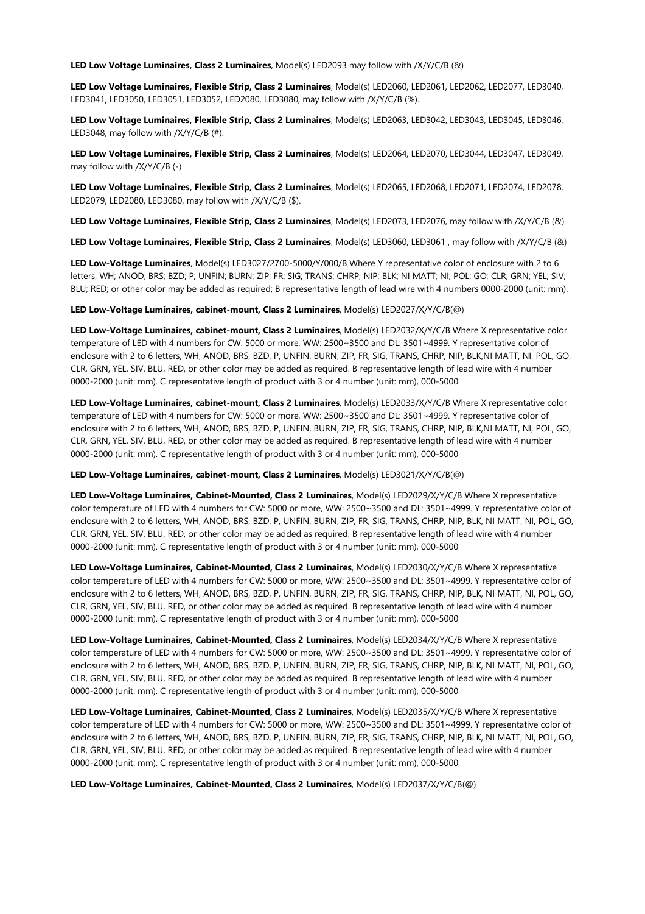**LED Low Voltage Luminaires, Class 2 Luminaires**, Model(s) LED2093 may follow with /X/Y/C/B (&)

**LED Low Voltage Luminaires, Flexible Strip, Class 2 Luminaires**, Model(s) LED2060, LED2061, LED2062, LED2077, LED3040, LED3041, LED3050, LED3051, LED3052, LED2080, LED3080, may follow with /X/Y/C/B (%).

**LED Low Voltage Luminaires, Flexible Strip, Class 2 Luminaires**, Model(s) LED2063, LED3042, LED3043, LED3045, LED3046, LED3048, may follow with /X/Y/C/B (#).

**LED Low Voltage Luminaires, Flexible Strip, Class 2 Luminaires**, Model(s) LED2064, LED2070, LED3044, LED3047, LED3049, may follow with /X/Y/C/B (-)

**LED Low Voltage Luminaires, Flexible Strip, Class 2 Luminaires**, Model(s) LED2065, LED2068, LED2071, LED2074, LED2078, LED2079, LED2080, LED3080, may follow with /X/Y/C/B ($).

**LED Low Voltage Luminaires, Flexible Strip, Class 2 Luminaires**, Model(s) LED2073, LED2076, may follow with /X/Y/C/B (&)

**LED Low Voltage Luminaires, Flexible Strip, Class 2 Luminaires**, Model(s) LED3060, LED3061 , may follow with /X/Y/C/B (&)

**LED Low-Voltage Luminaires**, Model(s) LED3027/2700-5000/Y/000/B Where Y representative color of enclosure with 2 to 6 letters, WH; ANOD; BRS; BZD; P; UNFIN; BURN; ZIP; FR; SIG; TRANS; CHRP; NIP; BLK; NI MATT; NI; POL; GO; CLR; GRN; YEL; SIV; BLU; RED; or other color may be added as required; B representative length of lead wire with 4 numbers 0000-2000 (unit: mm).

**LED Low-Voltage Luminaires, cabinet-mount, Class 2 Luminaires**, Model(s) LED2027/X/Y/C/B(@)

**LED Low-Voltage Luminaires, cabinet-mount, Class 2 Luminaires**, Model(s) LED2032/X/Y/C/B Where X representative color temperature of LED with 4 numbers for CW: 5000 or more, WW: 2500~3500 and DL: 3501~4999. Y representative color of enclosure with 2 to 6 letters, WH, ANOD, BRS, BZD, P, UNFIN, BURN, ZIP, FR, SIG, TRANS, CHRP, NIP, BLK,NI MATT, NI, POL, GO, CLR, GRN, YEL, SIV, BLU, RED, or other color may be added as required. B representative length of lead wire with 4 number 0000-2000 (unit: mm). C representative length of product with 3 or 4 number (unit: mm), 000-5000

**LED Low-Voltage Luminaires, cabinet-mount, Class 2 Luminaires**, Model(s) LED2033/X/Y/C/B Where X representative color temperature of LED with 4 numbers for CW: 5000 or more, WW: 2500~3500 and DL: 3501~4999. Y representative color of enclosure with 2 to 6 letters, WH, ANOD, BRS, BZD, P, UNFIN, BURN, ZIP, FR, SIG, TRANS, CHRP, NIP, BLK,NI MATT, NI, POL, GO, CLR, GRN, YEL, SIV, BLU, RED, or other color may be added as required. B representative length of lead wire with 4 number 0000-2000 (unit: mm). C representative length of product with 3 or 4 number (unit: mm), 000-5000

**LED Low-Voltage Luminaires, cabinet-mount, Class 2 Luminaires**, Model(s) LED3021/X/Y/C/B(@)

**LED Low-Voltage Luminaires, Cabinet-Mounted, Class 2 Luminaires**, Model(s) LED2029/X/Y/C/B Where X representative color temperature of LED with 4 numbers for CW: 5000 or more, WW: 2500~3500 and DL: 3501~4999. Y representative color of enclosure with 2 to 6 letters, WH, ANOD, BRS, BZD, P, UNFIN, BURN, ZIP, FR, SIG, TRANS, CHRP, NIP, BLK, NI MATT, NI, POL, GO, CLR, GRN, YEL, SIV, BLU, RED, or other color may be added as required. B representative length of lead wire with 4 number 0000-2000 (unit: mm). C representative length of product with 3 or 4 number (unit: mm), 000-5000

**LED Low-Voltage Luminaires, Cabinet-Mounted, Class 2 Luminaires**, Model(s) LED2030/X/Y/C/B Where X representative color temperature of LED with 4 numbers for CW: 5000 or more, WW: 2500~3500 and DL: 3501~4999. Y representative color of enclosure with 2 to 6 letters, WH, ANOD, BRS, BZD, P, UNFIN, BURN, ZIP, FR, SIG, TRANS, CHRP, NIP, BLK, NI MATT, NI, POL, GO, CLR, GRN, YEL, SIV, BLU, RED, or other color may be added as required. B representative length of lead wire with 4 number 0000-2000 (unit: mm). C representative length of product with 3 or 4 number (unit: mm), 000-5000

**LED Low-Voltage Luminaires, Cabinet-Mounted, Class 2 Luminaires**, Model(s) LED2034/X/Y/C/B Where X representative color temperature of LED with 4 numbers for CW: 5000 or more, WW: 2500~3500 and DL: 3501~4999. Y representative color of enclosure with 2 to 6 letters, WH, ANOD, BRS, BZD, P, UNFIN, BURN, ZIP, FR, SIG, TRANS, CHRP, NIP, BLK, NI MATT, NI, POL, GO, CLR, GRN, YEL, SIV, BLU, RED, or other color may be added as required. B representative length of lead wire with 4 number 0000-2000 (unit: mm). C representative length of product with 3 or 4 number (unit: mm), 000-5000

**LED Low-Voltage Luminaires, Cabinet-Mounted, Class 2 Luminaires**, Model(s) LED2035/X/Y/C/B Where X representative color temperature of LED with 4 numbers for CW: 5000 or more, WW: 2500~3500 and DL: 3501~4999. Y representative color of enclosure with 2 to 6 letters, WH, ANOD, BRS, BZD, P, UNFIN, BURN, ZIP, FR, SIG, TRANS, CHRP, NIP, BLK, NI MATT, NI, POL, GO, CLR, GRN, YEL, SIV, BLU, RED, or other color may be added as required. B representative length of lead wire with 4 number 0000-2000 (unit: mm). C representative length of product with 3 or 4 number (unit: mm), 000-5000

**LED Low-Voltage Luminaires, Cabinet-Mounted, Class 2 Luminaires**, Model(s) LED2037/X/Y/C/B(@)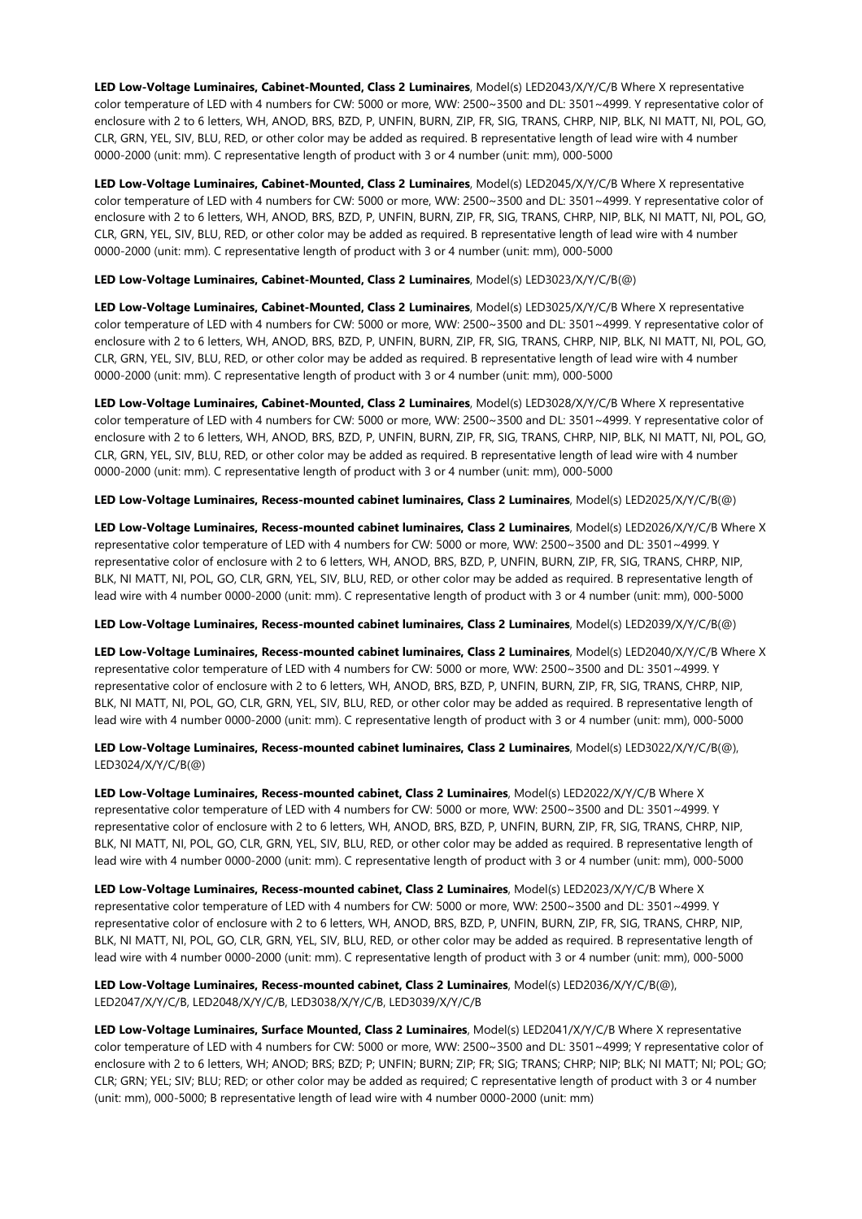**LED Low-Voltage Luminaires, Cabinet-Mounted, Class 2 Luminaires**, Model(s) LED2043/X/Y/C/B Where X representative color temperature of LED with 4 numbers for CW: 5000 or more, WW: 2500~3500 and DL: 3501~4999. Y representative color of enclosure with 2 to 6 letters, WH, ANOD, BRS, BZD, P, UNFIN, BURN, ZIP, FR, SIG, TRANS, CHRP, NIP, BLK, NI MATT, NI, POL, GO, CLR, GRN, YEL, SIV, BLU, RED, or other color may be added as required. B representative length of lead wire with 4 number 0000-2000 (unit: mm). C representative length of product with 3 or 4 number (unit: mm), 000-5000

**LED Low-Voltage Luminaires, Cabinet-Mounted, Class 2 Luminaires**, Model(s) LED2045/X/Y/C/B Where X representative color temperature of LED with 4 numbers for CW: 5000 or more, WW: 2500~3500 and DL: 3501~4999. Y representative color of enclosure with 2 to 6 letters, WH, ANOD, BRS, BZD, P, UNFIN, BURN, ZIP, FR, SIG, TRANS, CHRP, NIP, BLK, NI MATT, NI, POL, GO, CLR, GRN, YEL, SIV, BLU, RED, or other color may be added as required. B representative length of lead wire with 4 number 0000-2000 (unit: mm). C representative length of product with 3 or 4 number (unit: mm), 000-5000

**LED Low-Voltage Luminaires, Cabinet-Mounted, Class 2 Luminaires**, Model(s) LED3023/X/Y/C/B(@)

**LED Low-Voltage Luminaires, Cabinet-Mounted, Class 2 Luminaires**, Model(s) LED3025/X/Y/C/B Where X representative color temperature of LED with 4 numbers for CW: 5000 or more, WW: 2500~3500 and DL: 3501~4999. Y representative color of enclosure with 2 to 6 letters, WH, ANOD, BRS, BZD, P, UNFIN, BURN, ZIP, FR, SIG, TRANS, CHRP, NIP, BLK, NI MATT, NI, POL, GO, CLR, GRN, YEL, SIV, BLU, RED, or other color may be added as required. B representative length of lead wire with 4 number 0000-2000 (unit: mm). C representative length of product with 3 or 4 number (unit: mm), 000-5000

**LED Low-Voltage Luminaires, Cabinet-Mounted, Class 2 Luminaires**, Model(s) LED3028/X/Y/C/B Where X representative color temperature of LED with 4 numbers for CW: 5000 or more, WW: 2500~3500 and DL: 3501~4999. Y representative color of enclosure with 2 to 6 letters, WH, ANOD, BRS, BZD, P, UNFIN, BURN, ZIP, FR, SIG, TRANS, CHRP, NIP, BLK, NI MATT, NI, POL, GO, CLR, GRN, YEL, SIV, BLU, RED, or other color may be added as required. B representative length of lead wire with 4 number 0000-2000 (unit: mm). C representative length of product with 3 or 4 number (unit: mm), 000-5000

**LED Low-Voltage Luminaires, Recess-mounted cabinet luminaires, Class 2 Luminaires**, Model(s) LED2025/X/Y/C/B(@)

**LED Low-Voltage Luminaires, Recess-mounted cabinet luminaires, Class 2 Luminaires**, Model(s) LED2026/X/Y/C/B Where X representative color temperature of LED with 4 numbers for CW: 5000 or more, WW: 2500~3500 and DL: 3501~4999. Y representative color of enclosure with 2 to 6 letters, WH, ANOD, BRS, BZD, P, UNFIN, BURN, ZIP, FR, SIG, TRANS, CHRP, NIP, BLK, NI MATT, NI, POL, GO, CLR, GRN, YEL, SIV, BLU, RED, or other color may be added as required. B representative length of lead wire with 4 number 0000-2000 (unit: mm). C representative length of product with 3 or 4 number (unit: mm), 000-5000

**LED Low-Voltage Luminaires, Recess-mounted cabinet luminaires, Class 2 Luminaires**, Model(s) LED2039/X/Y/C/B(@)

**LED Low-Voltage Luminaires, Recess-mounted cabinet luminaires, Class 2 Luminaires**, Model(s) LED2040/X/Y/C/B Where X representative color temperature of LED with 4 numbers for CW: 5000 or more, WW: 2500~3500 and DL: 3501~4999. Y representative color of enclosure with 2 to 6 letters, WH, ANOD, BRS, BZD, P, UNFIN, BURN, ZIP, FR, SIG, TRANS, CHRP, NIP, BLK, NI MATT, NI, POL, GO, CLR, GRN, YEL, SIV, BLU, RED, or other color may be added as required. B representative length of lead wire with 4 number 0000-2000 (unit: mm). C representative length of product with 3 or 4 number (unit: mm), 000-5000

**LED Low-Voltage Luminaires, Recess-mounted cabinet luminaires, Class 2 Luminaires**, Model(s) LED3022/X/Y/C/B(@), LED3024/X/Y/C/B(@)

**LED Low-Voltage Luminaires, Recess-mounted cabinet, Class 2 Luminaires**, Model(s) LED2022/X/Y/C/B Where X representative color temperature of LED with 4 numbers for CW: 5000 or more, WW: 2500~3500 and DL: 3501~4999. Y representative color of enclosure with 2 to 6 letters, WH, ANOD, BRS, BZD, P, UNFIN, BURN, ZIP, FR, SIG, TRANS, CHRP, NIP, BLK, NI MATT, NI, POL, GO, CLR, GRN, YEL, SIV, BLU, RED, or other color may be added as required. B representative length of lead wire with 4 number 0000-2000 (unit: mm). C representative length of product with 3 or 4 number (unit: mm), 000-5000

**LED Low-Voltage Luminaires, Recess-mounted cabinet, Class 2 Luminaires**, Model(s) LED2023/X/Y/C/B Where X representative color temperature of LED with 4 numbers for CW: 5000 or more, WW: 2500~3500 and DL: 3501~4999. Y representative color of enclosure with 2 to 6 letters, WH, ANOD, BRS, BZD, P, UNFIN, BURN, ZIP, FR, SIG, TRANS, CHRP, NIP, BLK, NI MATT, NI, POL, GO, CLR, GRN, YEL, SIV, BLU, RED, or other color may be added as required. B representative length of lead wire with 4 number 0000-2000 (unit: mm). C representative length of product with 3 or 4 number (unit: mm), 000-5000

**LED Low-Voltage Luminaires, Recess-mounted cabinet, Class 2 Luminaires**, Model(s) LED2036/X/Y/C/B(@), LED2047/X/Y/C/B, LED2048/X/Y/C/B, LED3038/X/Y/C/B, LED3039/X/Y/C/B

**LED Low-Voltage Luminaires, Surface Mounted, Class 2 Luminaires**, Model(s) LED2041/X/Y/C/B Where X representative color temperature of LED with 4 numbers for CW: 5000 or more, WW: 2500~3500 and DL: 3501~4999; Y representative color of enclosure with 2 to 6 letters, WH; ANOD; BRS; BZD; P; UNFIN; BURN; ZIP; FR; SIG; TRANS; CHRP; NIP; BLK; NI MATT; NI; POL; GO; CLR; GRN; YEL; SIV; BLU; RED; or other color may be added as required; C representative length of product with 3 or 4 number (unit: mm), 000-5000; B representative length of lead wire with 4 number 0000-2000 (unit: mm)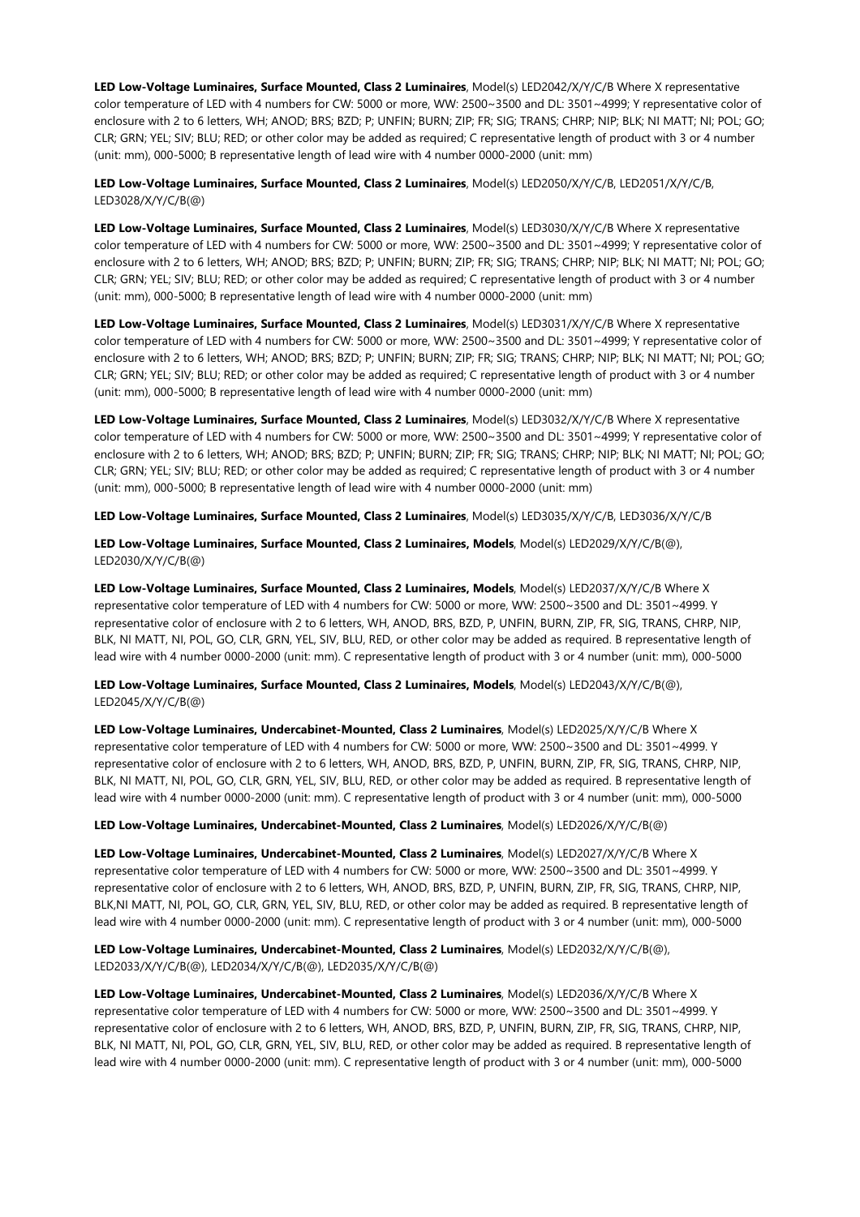**LED Low-Voltage Luminaires, Surface Mounted, Class 2 Luminaires**, Model(s) LED2042/X/Y/C/B Where X representative color temperature of LED with 4 numbers for CW: 5000 or more, WW: 2500~3500 and DL: 3501~4999; Y representative color of enclosure with 2 to 6 letters, WH; ANOD; BRS; BZD; P; UNFIN; BURN; ZIP; FR; SIG; TRANS; CHRP; NIP; BLK; NI MATT; NI; POL; GO; CLR; GRN; YEL; SIV; BLU; RED; or other color may be added as required; C representative length of product with 3 or 4 number (unit: mm), 000-5000; B representative length of lead wire with 4 number 0000-2000 (unit: mm)

**LED Low-Voltage Luminaires, Surface Mounted, Class 2 Luminaires**, Model(s) LED2050/X/Y/C/B, LED2051/X/Y/C/B, LED3028/X/Y/C/B(@)

**LED Low-Voltage Luminaires, Surface Mounted, Class 2 Luminaires**, Model(s) LED3030/X/Y/C/B Where X representative color temperature of LED with 4 numbers for CW: 5000 or more, WW: 2500~3500 and DL: 3501~4999; Y representative color of enclosure with 2 to 6 letters, WH; ANOD; BRS; BZD; P; UNFIN; BURN; ZIP; FR; SIG; TRANS; CHRP; NIP; BLK; NI MATT; NI; POL; GO; CLR; GRN; YEL; SIV; BLU; RED; or other color may be added as required; C representative length of product with 3 or 4 number (unit: mm), 000-5000; B representative length of lead wire with 4 number 0000-2000 (unit: mm)

**LED Low-Voltage Luminaires, Surface Mounted, Class 2 Luminaires**, Model(s) LED3031/X/Y/C/B Where X representative color temperature of LED with 4 numbers for CW: 5000 or more, WW: 2500~3500 and DL: 3501~4999; Y representative color of enclosure with 2 to 6 letters, WH; ANOD; BRS; BZD; P; UNFIN; BURN; ZIP; FR; SIG; TRANS; CHRP; NIP; BLK; NI MATT; NI; POL; GO; CLR; GRN; YEL; SIV; BLU; RED; or other color may be added as required; C representative length of product with 3 or 4 number (unit: mm), 000-5000; B representative length of lead wire with 4 number 0000-2000 (unit: mm)

**LED Low-Voltage Luminaires, Surface Mounted, Class 2 Luminaires**, Model(s) LED3032/X/Y/C/B Where X representative color temperature of LED with 4 numbers for CW: 5000 or more, WW: 2500~3500 and DL: 3501~4999; Y representative color of enclosure with 2 to 6 letters, WH; ANOD; BRS; BZD; P; UNFIN; BURN; ZIP; FR; SIG; TRANS; CHRP; NIP; BLK; NI MATT; NI; POL; GO; CLR; GRN; YEL; SIV; BLU; RED; or other color may be added as required; C representative length of product with 3 or 4 number (unit: mm), 000-5000; B representative length of lead wire with 4 number 0000-2000 (unit: mm)

**LED Low-Voltage Luminaires, Surface Mounted, Class 2 Luminaires**, Model(s) LED3035/X/Y/C/B, LED3036/X/Y/C/B

**LED Low-Voltage Luminaires, Surface Mounted, Class 2 Luminaires, Models**, Model(s) LED2029/X/Y/C/B(@), LED2030/X/Y/C/B(@)

**LED Low-Voltage Luminaires, Surface Mounted, Class 2 Luminaires, Models**, Model(s) LED2037/X/Y/C/B Where X representative color temperature of LED with 4 numbers for CW: 5000 or more, WW: 2500~3500 and DL: 3501~4999. Y representative color of enclosure with 2 to 6 letters, WH, ANOD, BRS, BZD, P, UNFIN, BURN, ZIP, FR, SIG, TRANS, CHRP, NIP, BLK, NI MATT, NI, POL, GO, CLR, GRN, YEL, SIV, BLU, RED, or other color may be added as required. B representative length of lead wire with 4 number 0000-2000 (unit: mm). C representative length of product with 3 or 4 number (unit: mm), 000-5000

**LED Low-Voltage Luminaires, Surface Mounted, Class 2 Luminaires, Models**, Model(s) LED2043/X/Y/C/B(@), LED2045/X/Y/C/B(@)

**LED Low-Voltage Luminaires, Undercabinet-Mounted, Class 2 Luminaires**, Model(s) LED2025/X/Y/C/B Where X representative color temperature of LED with 4 numbers for CW: 5000 or more, WW: 2500~3500 and DL: 3501~4999. Y representative color of enclosure with 2 to 6 letters, WH, ANOD, BRS, BZD, P, UNFIN, BURN, ZIP, FR, SIG, TRANS, CHRP, NIP, BLK, NI MATT, NI, POL, GO, CLR, GRN, YEL, SIV, BLU, RED, or other color may be added as required. B representative length of lead wire with 4 number 0000-2000 (unit: mm). C representative length of product with 3 or 4 number (unit: mm), 000-5000

**LED Low-Voltage Luminaires, Undercabinet-Mounted, Class 2 Luminaires**, Model(s) LED2026/X/Y/C/B(@)

**LED Low-Voltage Luminaires, Undercabinet-Mounted, Class 2 Luminaires**, Model(s) LED2027/X/Y/C/B Where X representative color temperature of LED with 4 numbers for CW: 5000 or more, WW: 2500~3500 and DL: 3501~4999. Y representative color of enclosure with 2 to 6 letters, WH, ANOD, BRS, BZD, P, UNFIN, BURN, ZIP, FR, SIG, TRANS, CHRP, NIP, BLK,NI MATT, NI, POL, GO, CLR, GRN, YEL, SIV, BLU, RED, or other color may be added as required. B representative length of lead wire with 4 number 0000-2000 (unit: mm). C representative length of product with 3 or 4 number (unit: mm), 000-5000

**LED Low-Voltage Luminaires, Undercabinet-Mounted, Class 2 Luminaires**, Model(s) LED2032/X/Y/C/B(@), LED2033/X/Y/C/B(@), LED2034/X/Y/C/B(@), LED2035/X/Y/C/B(@)

**LED Low-Voltage Luminaires, Undercabinet-Mounted, Class 2 Luminaires**, Model(s) LED2036/X/Y/C/B Where X representative color temperature of LED with 4 numbers for CW: 5000 or more, WW: 2500~3500 and DL: 3501~4999. Y representative color of enclosure with 2 to 6 letters, WH, ANOD, BRS, BZD, P, UNFIN, BURN, ZIP, FR, SIG, TRANS, CHRP, NIP, BLK, NI MATT, NI, POL, GO, CLR, GRN, YEL, SIV, BLU, RED, or other color may be added as required. B representative length of lead wire with 4 number 0000-2000 (unit: mm). C representative length of product with 3 or 4 number (unit: mm), 000-5000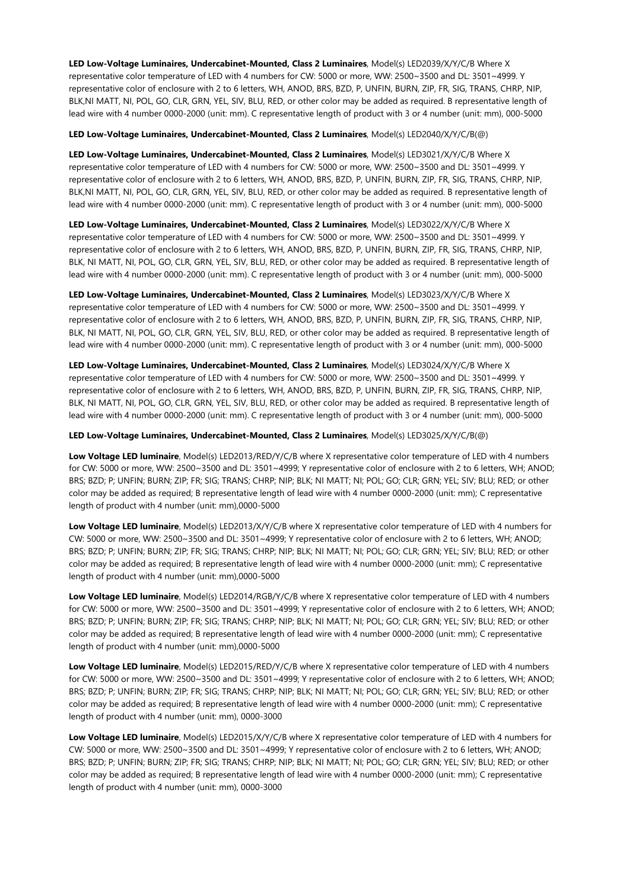**LED Low-Voltage Luminaires, Undercabinet-Mounted, Class 2 Luminaires**, Model(s) LED2039/X/Y/C/B Where X representative color temperature of LED with 4 numbers for CW: 5000 or more, WW: 2500~3500 and DL: 3501~4999. Y representative color of enclosure with 2 to 6 letters, WH, ANOD, BRS, BZD, P, UNFIN, BURN, ZIP, FR, SIG, TRANS, CHRP, NIP, BLK,NI MATT, NI, POL, GO, CLR, GRN, YEL, SIV, BLU, RED, or other color may be added as required. B representative length of lead wire with 4 number 0000-2000 (unit: mm). C representative length of product with 3 or 4 number (unit: mm), 000-5000

**LED Low-Voltage Luminaires, Undercabinet-Mounted, Class 2 Luminaires**, Model(s) LED2040/X/Y/C/B(@)

**LED Low-Voltage Luminaires, Undercabinet-Mounted, Class 2 Luminaires**, Model(s) LED3021/X/Y/C/B Where X representative color temperature of LED with 4 numbers for CW: 5000 or more, WW: 2500~3500 and DL: 3501~4999. Y representative color of enclosure with 2 to 6 letters, WH, ANOD, BRS, BZD, P, UNFIN, BURN, ZIP, FR, SIG, TRANS, CHRP, NIP, BLK,NI MATT, NI, POL, GO, CLR, GRN, YEL, SIV, BLU, RED, or other color may be added as required. B representative length of lead wire with 4 number 0000-2000 (unit: mm). C representative length of product with 3 or 4 number (unit: mm), 000-5000

**LED Low-Voltage Luminaires, Undercabinet-Mounted, Class 2 Luminaires**, Model(s) LED3022/X/Y/C/B Where X representative color temperature of LED with 4 numbers for CW: 5000 or more, WW: 2500~3500 and DL: 3501~4999. Y representative color of enclosure with 2 to 6 letters, WH, ANOD, BRS, BZD, P, UNFIN, BURN, ZIP, FR, SIG, TRANS, CHRP, NIP, BLK, NI MATT, NI, POL, GO, CLR, GRN, YEL, SIV, BLU, RED, or other color may be added as required. B representative length of lead wire with 4 number 0000-2000 (unit: mm). C representative length of product with 3 or 4 number (unit: mm), 000-5000

**LED Low-Voltage Luminaires, Undercabinet-Mounted, Class 2 Luminaires**, Model(s) LED3023/X/Y/C/B Where X representative color temperature of LED with 4 numbers for CW: 5000 or more, WW: 2500~3500 and DL: 3501~4999. Y representative color of enclosure with 2 to 6 letters, WH, ANOD, BRS, BZD, P, UNFIN, BURN, ZIP, FR, SIG, TRANS, CHRP, NIP, BLK, NI MATT, NI, POL, GO, CLR, GRN, YEL, SIV, BLU, RED, or other color may be added as required. B representative length of lead wire with 4 number 0000-2000 (unit: mm). C representative length of product with 3 or 4 number (unit: mm), 000-5000

**LED Low-Voltage Luminaires, Undercabinet-Mounted, Class 2 Luminaires**, Model(s) LED3024/X/Y/C/B Where X representative color temperature of LED with 4 numbers for CW: 5000 or more, WW: 2500~3500 and DL: 3501~4999. Y representative color of enclosure with 2 to 6 letters, WH, ANOD, BRS, BZD, P, UNFIN, BURN, ZIP, FR, SIG, TRANS, CHRP, NIP, BLK, NI MATT, NI, POL, GO, CLR, GRN, YEL, SIV, BLU, RED, or other color may be added as required. B representative length of lead wire with 4 number 0000-2000 (unit: mm). C representative length of product with 3 or 4 number (unit: mm), 000-5000

**LED Low-Voltage Luminaires, Undercabinet-Mounted, Class 2 Luminaires**, Model(s) LED3025/X/Y/C/B(@)

**Low Voltage LED luminaire**, Model(s) LED2013/RED/Y/C/B where X representative color temperature of LED with 4 numbers for CW: 5000 or more, WW: 2500~3500 and DL: 3501~4999; Y representative color of enclosure with 2 to 6 letters, WH; ANOD; BRS; BZD; P; UNFIN; BURN; ZIP; FR; SIG; TRANS; CHRP; NIP; BLK; NI MATT; NI; POL; GO; CLR; GRN; YEL; SIV; BLU; RED; or other color may be added as required; B representative length of lead wire with 4 number 0000-2000 (unit: mm); C representative length of product with 4 number (unit: mm),0000-5000

**Low Voltage LED luminaire**, Model(s) LED2013/X/Y/C/B where X representative color temperature of LED with 4 numbers for CW: 5000 or more, WW: 2500~3500 and DL: 3501~4999; Y representative color of enclosure with 2 to 6 letters, WH; ANOD; BRS; BZD; P; UNFIN; BURN; ZIP; FR; SIG; TRANS; CHRP; NIP; BLK; NI MATT; NI; POL; GO; CLR; GRN; YEL; SIV; BLU; RED; or other color may be added as required; B representative length of lead wire with 4 number 0000-2000 (unit: mm); C representative length of product with 4 number (unit: mm),0000-5000

**Low Voltage LED luminaire**, Model(s) LED2014/RGB/Y/C/B where X representative color temperature of LED with 4 numbers for CW: 5000 or more, WW: 2500~3500 and DL: 3501~4999; Y representative color of enclosure with 2 to 6 letters, WH; ANOD; BRS; BZD; P; UNFIN; BURN; ZIP; FR; SIG; TRANS; CHRP; NIP; BLK; NI MATT; NI; POL; GO; CLR; GRN; YEL; SIV; BLU; RED; or other color may be added as required; B representative length of lead wire with 4 number 0000-2000 (unit: mm); C representative length of product with 4 number (unit: mm),0000-5000

**Low Voltage LED luminaire**, Model(s) LED2015/RED/Y/C/B where X representative color temperature of LED with 4 numbers for CW: 5000 or more, WW: 2500~3500 and DL: 3501~4999; Y representative color of enclosure with 2 to 6 letters, WH; ANOD; BRS; BZD; P; UNFIN; BURN; ZIP; FR; SIG; TRANS; CHRP; NIP; BLK; NI MATT; NI; POL; GO; CLR; GRN; YEL; SIV; BLU; RED; or other color may be added as required; B representative length of lead wire with 4 number 0000-2000 (unit: mm); C representative length of product with 4 number (unit: mm), 0000-3000

**Low Voltage LED luminaire**, Model(s) LED2015/X/Y/C/B where X representative color temperature of LED with 4 numbers for CW: 5000 or more, WW: 2500~3500 and DL: 3501~4999; Y representative color of enclosure with 2 to 6 letters, WH; ANOD; BRS; BZD; P; UNFIN; BURN; ZIP; FR; SIG; TRANS; CHRP; NIP; BLK; NI MATT; NI; POL; GO; CLR; GRN; YEL; SIV; BLU; RED; or other color may be added as required; B representative length of lead wire with 4 number 0000-2000 (unit: mm); C representative length of product with 4 number (unit: mm), 0000-3000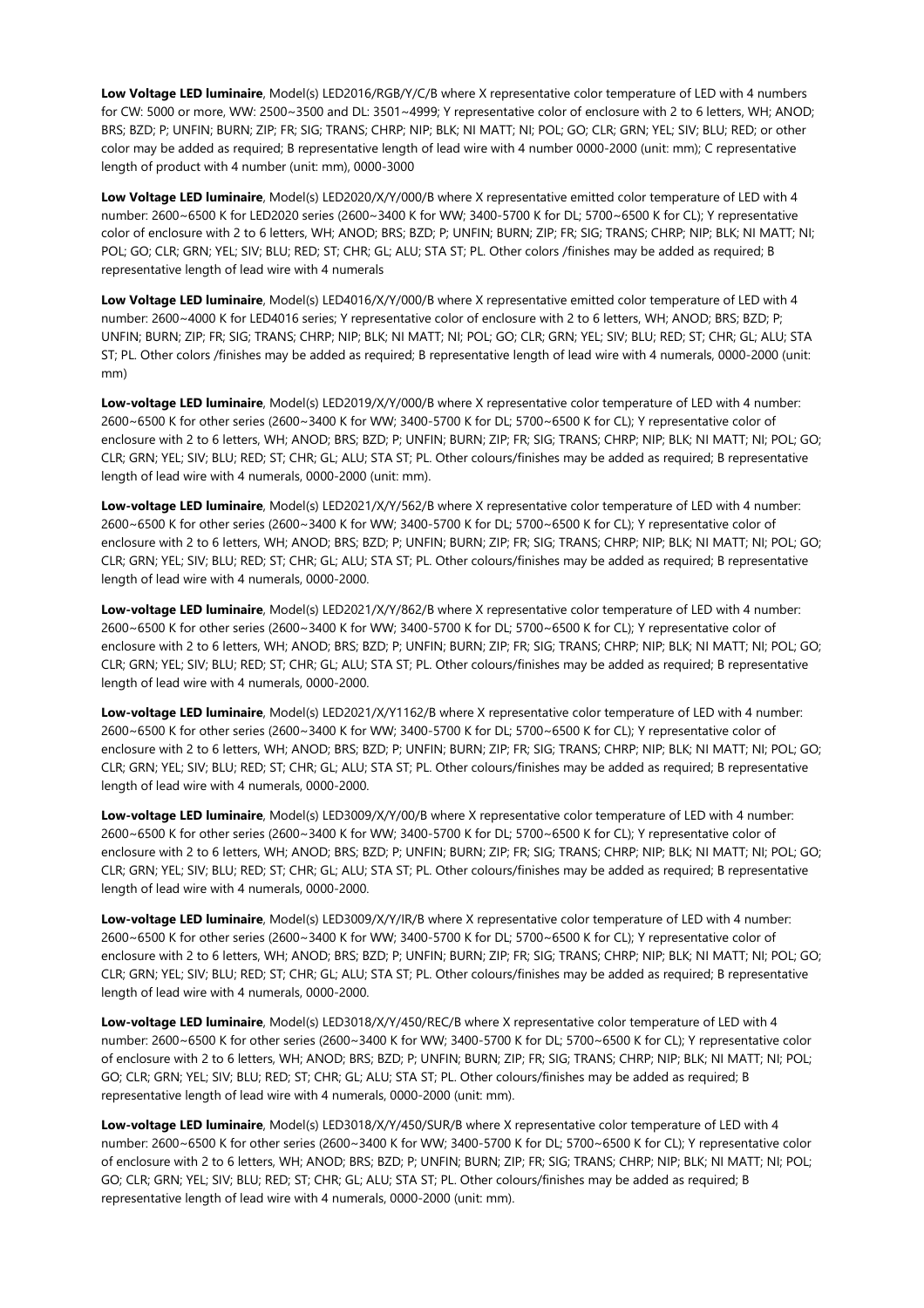**Low Voltage LED luminaire**, Model(s) LED2016/RGB/Y/C/B where X representative color temperature of LED with 4 numbers for CW: 5000 or more, WW: 2500~3500 and DL: 3501~4999; Y representative color of enclosure with 2 to 6 letters, WH; ANOD; BRS; BZD; P; UNFIN; BURN; ZIP; FR; SIG; TRANS; CHRP; NIP; BLK; NI MATT; NI; POL; GO; CLR; GRN; YEL; SIV; BLU; RED; or other color may be added as required; B representative length of lead wire with 4 number 0000-2000 (unit: mm); C representative length of product with 4 number (unit: mm), 0000-3000

**Low Voltage LED luminaire**, Model(s) LED2020/X/Y/000/B where X representative emitted color temperature of LED with 4 number: 2600~6500 K for LED2020 series (2600~3400 K for WW; 3400-5700 K for DL; 5700~6500 K for CL); Y representative color of enclosure with 2 to 6 letters, WH; ANOD; BRS; BZD; P; UNFIN; BURN; ZIP; FR; SIG; TRANS; CHRP; NIP; BLK; NI MATT; NI; POL; GO; CLR; GRN; YEL; SIV; BLU; RED; ST; CHR; GL; ALU; STA ST; PL. Other colors /finishes may be added as required; B representative length of lead wire with 4 numerals

**Low Voltage LED luminaire**, Model(s) LED4016/X/Y/000/B where X representative emitted color temperature of LED with 4 number: 2600~4000 K for LED4016 series; Y representative color of enclosure with 2 to 6 letters, WH; ANOD; BRS; BZD; P; UNFIN; BURN; ZIP; FR; SIG; TRANS; CHRP; NIP; BLK; NI MATT; NI; POL; GO; CLR; GRN; YEL; SIV; BLU; RED; ST; CHR; GL; ALU; STA ST; PL. Other colors /finishes may be added as required; B representative length of lead wire with 4 numerals, 0000-2000 (unit: mm)

**Low-voltage LED luminaire**, Model(s) LED2019/X/Y/000/B where X representative color temperature of LED with 4 number: 2600~6500 K for other series (2600~3400 K for WW; 3400-5700 K for DL; 5700~6500 K for CL); Y representative color of enclosure with 2 to 6 letters, WH; ANOD; BRS; BZD; P; UNFIN; BURN; ZIP; FR; SIG; TRANS; CHRP; NIP; BLK; NI MATT; NI; POL; GO; CLR; GRN; YEL; SIV; BLU; RED; ST; CHR; GL; ALU; STA ST; PL. Other colours/finishes may be added as required; B representative length of lead wire with 4 numerals, 0000-2000 (unit: mm).

**Low-voltage LED luminaire**, Model(s) LED2021/X/Y/562/B where X representative color temperature of LED with 4 number: 2600~6500 K for other series (2600~3400 K for WW; 3400-5700 K for DL; 5700~6500 K for CL); Y representative color of enclosure with 2 to 6 letters, WH; ANOD; BRS; BZD; P; UNFIN; BURN; ZIP; FR; SIG; TRANS; CHRP; NIP; BLK; NI MATT; NI; POL; GO; CLR; GRN; YEL; SIV; BLU; RED; ST; CHR; GL; ALU; STA ST; PL. Other colours/finishes may be added as required; B representative length of lead wire with 4 numerals, 0000-2000.

**Low-voltage LED luminaire**, Model(s) LED2021/X/Y/862/B where X representative color temperature of LED with 4 number: 2600~6500 K for other series (2600~3400 K for WW; 3400-5700 K for DL; 5700~6500 K for CL); Y representative color of enclosure with 2 to 6 letters, WH; ANOD; BRS; BZD; P; UNFIN; BURN; ZIP; FR; SIG; TRANS; CHRP; NIP; BLK; NI MATT; NI; POL; GO; CLR; GRN; YEL; SIV; BLU; RED; ST; CHR; GL; ALU; STA ST; PL. Other colours/finishes may be added as required; B representative length of lead wire with 4 numerals, 0000-2000.

**Low-voltage LED luminaire**, Model(s) LED2021/X/Y1162/B where X representative color temperature of LED with 4 number: 2600~6500 K for other series (2600~3400 K for WW; 3400-5700 K for DL; 5700~6500 K for CL); Y representative color of enclosure with 2 to 6 letters, WH; ANOD; BRS; BZD; P; UNFIN; BURN; ZIP; FR; SIG; TRANS; CHRP; NIP; BLK; NI MATT; NI; POL; GO; CLR; GRN; YEL; SIV; BLU; RED; ST; CHR; GL; ALU; STA ST; PL. Other colours/finishes may be added as required; B representative length of lead wire with 4 numerals, 0000-2000.

**Low-voltage LED luminaire**, Model(s) LED3009/X/Y/00/B where X representative color temperature of LED with 4 number: 2600~6500 K for other series (2600~3400 K for WW; 3400-5700 K for DL; 5700~6500 K for CL); Y representative color of enclosure with 2 to 6 letters, WH; ANOD; BRS; BZD; P; UNFIN; BURN; ZIP; FR; SIG; TRANS; CHRP; NIP; BLK; NI MATT; NI; POL; GO; CLR; GRN; YEL; SIV; BLU; RED; ST; CHR; GL; ALU; STA ST; PL. Other colours/finishes may be added as required; B representative length of lead wire with 4 numerals, 0000-2000.

**Low-voltage LED luminaire**, Model(s) LED3009/X/Y/IR/B where X representative color temperature of LED with 4 number: 2600~6500 K for other series (2600~3400 K for WW; 3400-5700 K for DL; 5700~6500 K for CL); Y representative color of enclosure with 2 to 6 letters, WH; ANOD; BRS; BZD; P; UNFIN; BURN; ZIP; FR; SIG; TRANS; CHRP; NIP; BLK; NI MATT; NI; POL; GO; CLR; GRN; YEL; SIV; BLU; RED; ST; CHR; GL; ALU; STA ST; PL. Other colours/finishes may be added as required; B representative length of lead wire with 4 numerals, 0000-2000.

**Low-voltage LED luminaire**, Model(s) LED3018/X/Y/450/REC/B where X representative color temperature of LED with 4 number: 2600~6500 K for other series (2600~3400 K for WW; 3400-5700 K for DL; 5700~6500 K for CL); Y representative color of enclosure with 2 to 6 letters, WH; ANOD; BRS; BZD; P; UNFIN; BURN; ZIP; FR; SIG; TRANS; CHRP; NIP; BLK; NI MATT; NI; POL; GO; CLR; GRN; YEL; SIV; BLU; RED; ST; CHR; GL; ALU; STA ST; PL. Other colours/finishes may be added as required; B representative length of lead wire with 4 numerals, 0000-2000 (unit: mm).

**Low-voltage LED luminaire**, Model(s) LED3018/X/Y/450/SUR/B where X representative color temperature of LED with 4 number: 2600~6500 K for other series (2600~3400 K for WW; 3400-5700 K for DL; 5700~6500 K for CL); Y representative color of enclosure with 2 to 6 letters, WH; ANOD; BRS; BZD; P; UNFIN; BURN; ZIP; FR; SIG; TRANS; CHRP; NIP; BLK; NI MATT; NI; POL; GO; CLR; GRN; YEL; SIV; BLU; RED; ST; CHR; GL; ALU; STA ST; PL. Other colours/finishes may be added as required; B representative length of lead wire with 4 numerals, 0000-2000 (unit: mm).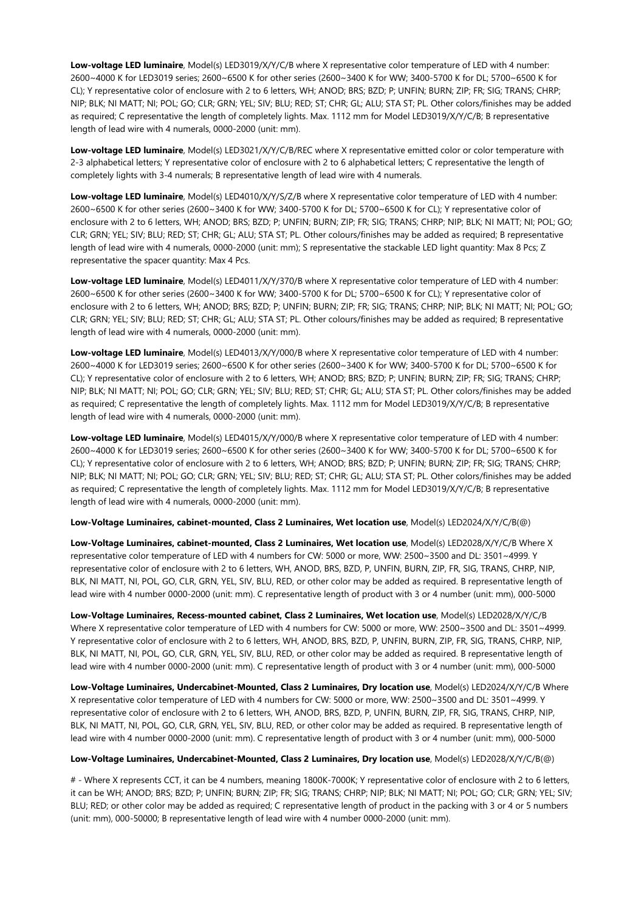**Low-voltage LED luminaire**, Model(s) LED3019/X/Y/C/B where X representative color temperature of LED with 4 number: 2600~4000 K for LED3019 series; 2600~6500 K for other series (2600~3400 K for WW; 3400-5700 K for DL; 5700~6500 K for CL); Y representative color of enclosure with 2 to 6 letters, WH; ANOD; BRS; BZD; P; UNFIN; BURN; ZIP; FR; SIG; TRANS; CHRP; NIP; BLK; NI MATT; NI; POL; GO; CLR; GRN; YEL; SIV; BLU; RED; ST; CHR; GL; ALU; STA ST; PL. Other colors/finishes may be added as required; C representative the length of completely lights. Max. 1112 mm for Model LED3019/X/Y/C/B; B representative length of lead wire with 4 numerals, 0000-2000 (unit: mm).

**Low-voltage LED luminaire**, Model(s) LED3021/X/Y/C/B/REC where X representative emitted color or color temperature with 2-3 alphabetical letters; Y representative color of enclosure with 2 to 6 alphabetical letters; C representative the length of completely lights with 3-4 numerals; B representative length of lead wire with 4 numerals.

**Low-voltage LED luminaire**, Model(s) LED4010/X/Y/S/Z/B where X representative color temperature of LED with 4 number: 2600~6500 K for other series (2600~3400 K for WW; 3400-5700 K for DL; 5700~6500 K for CL); Y representative color of enclosure with 2 to 6 letters, WH; ANOD; BRS; BZD; P; UNFIN; BURN; ZIP; FR; SIG; TRANS; CHRP; NIP; BLK; NI MATT; NI; POL; GO; CLR; GRN; YEL; SIV; BLU; RED; ST; CHR; GL; ALU; STA ST; PL. Other colours/finishes may be added as required; B representative length of lead wire with 4 numerals, 0000-2000 (unit: mm); S representative the stackable LED light quantity: Max 8 Pcs; Z representative the spacer quantity: Max 4 Pcs.

**Low-voltage LED luminaire**, Model(s) LED4011/X/Y/370/B where X representative color temperature of LED with 4 number: 2600~6500 K for other series (2600~3400 K for WW; 3400-5700 K for DL; 5700~6500 K for CL); Y representative color of enclosure with 2 to 6 letters, WH; ANOD; BRS; BZD; P; UNFIN; BURN; ZIP; FR; SIG; TRANS; CHRP; NIP; BLK; NI MATT; NI; POL; GO; CLR; GRN; YEL; SIV; BLU; RED; ST; CHR; GL; ALU; STA ST; PL. Other colours/finishes may be added as required; B representative length of lead wire with 4 numerals, 0000-2000 (unit: mm).

**Low-voltage LED luminaire**, Model(s) LED4013/X/Y/000/B where X representative color temperature of LED with 4 number: 2600~4000 K for LED3019 series; 2600~6500 K for other series (2600~3400 K for WW; 3400-5700 K for DL; 5700~6500 K for CL); Y representative color of enclosure with 2 to 6 letters, WH; ANOD; BRS; BZD; P; UNFIN; BURN; ZIP; FR; SIG; TRANS; CHRP; NIP; BLK; NI MATT; NI; POL; GO; CLR; GRN; YEL; SIV; BLU; RED; ST; CHR; GL; ALU; STA ST; PL. Other colors/finishes may be added as required; C representative the length of completely lights. Max. 1112 mm for Model LED3019/X/Y/C/B; B representative length of lead wire with 4 numerals, 0000-2000 (unit: mm).

**Low-voltage LED luminaire**, Model(s) LED4015/X/Y/000/B where X representative color temperature of LED with 4 number: 2600~4000 K for LED3019 series; 2600~6500 K for other series (2600~3400 K for WW; 3400-5700 K for DL; 5700~6500 K for CL); Y representative color of enclosure with 2 to 6 letters, WH; ANOD; BRS; BZD; P; UNFIN; BURN; ZIP; FR; SIG; TRANS; CHRP; NIP; BLK; NI MATT; NI; POL; GO; CLR; GRN; YEL; SIV; BLU; RED; ST; CHR; GL; ALU; STA ST; PL. Other colors/finishes may be added as required; C representative the length of completely lights. Max. 1112 mm for Model LED3019/X/Y/C/B; B representative length of lead wire with 4 numerals, 0000-2000 (unit: mm).

**Low-Voltage Luminaires, cabinet-mounted, Class 2 Luminaires, Wet location use**, Model(s) LED2024/X/Y/C/B(@)

**Low-Voltage Luminaires, cabinet-mounted, Class 2 Luminaires, Wet location use**, Model(s) LED2028/X/Y/C/B Where X representative color temperature of LED with 4 numbers for CW: 5000 or more, WW: 2500~3500 and DL: 3501~4999. Y representative color of enclosure with 2 to 6 letters, WH, ANOD, BRS, BZD, P, UNFIN, BURN, ZIP, FR, SIG, TRANS, CHRP, NIP, BLK, NI MATT, NI, POL, GO, CLR, GRN, YEL, SIV, BLU, RED, or other color may be added as required. B representative length of lead wire with 4 number 0000-2000 (unit: mm). C representative length of product with 3 or 4 number (unit: mm), 000-5000

**Low-Voltage Luminaires, Recess-mounted cabinet, Class 2 Luminaires, Wet location use**, Model(s) LED2028/X/Y/C/B Where X representative color temperature of LED with 4 numbers for CW: 5000 or more, WW: 2500~3500 and DL: 3501~4999. Y representative color of enclosure with 2 to 6 letters, WH, ANOD, BRS, BZD, P, UNFIN, BURN, ZIP, FR, SIG, TRANS, CHRP, NIP, BLK, NI MATT, NI, POL, GO, CLR, GRN, YEL, SIV, BLU, RED, or other color may be added as required. B representative length of lead wire with 4 number 0000-2000 (unit: mm). C representative length of product with 3 or 4 number (unit: mm), 000-5000

**Low-Voltage Luminaires, Undercabinet-Mounted, Class 2 Luminaires, Dry location use**, Model(s) LED2024/X/Y/C/B Where X representative color temperature of LED with 4 numbers for CW: 5000 or more, WW: 2500~3500 and DL: 3501~4999. Y representative color of enclosure with 2 to 6 letters, WH, ANOD, BRS, BZD, P, UNFIN, BURN, ZIP, FR, SIG, TRANS, CHRP, NIP, BLK, NI MATT, NI, POL, GO, CLR, GRN, YEL, SIV, BLU, RED, or other color may be added as required. B representative length of lead wire with 4 number 0000-2000 (unit: mm). C representative length of product with 3 or 4 number (unit: mm), 000-5000

**Low-Voltage Luminaires, Undercabinet-Mounted, Class 2 Luminaires, Dry location use**, Model(s) LED2028/X/Y/C/B(@)

# - Where X represents CCT, it can be 4 numbers, meaning 1800K-7000K; Y representative color of enclosure with 2 to 6 letters, it can be WH; ANOD; BRS; BZD; P; UNFIN; BURN; ZIP; FR; SIG; TRANS; CHRP; NIP; BLK; NI MATT; NI; POL; GO; CLR; GRN; YEL; SIV; BLU; RED; or other color may be added as required; C representative length of product in the packing with 3 or 4 or 5 numbers (unit: mm), 000-50000; B representative length of lead wire with 4 number 0000-2000 (unit: mm).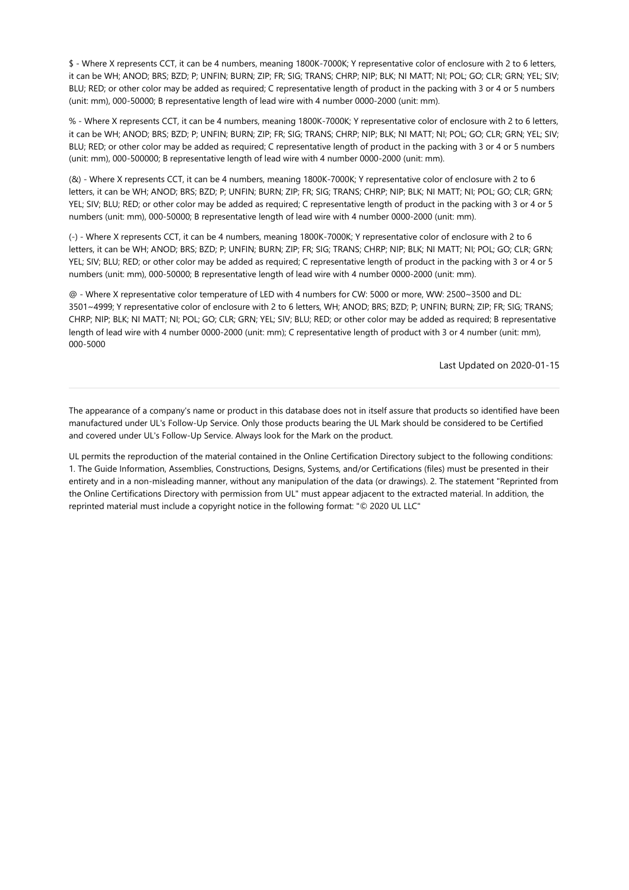$ - Where X represents CCT, it can be 4 numbers, meaning 1800K-7000K; Y representative color of enclosure with 2 to 6 letters, it can be WH; ANOD; BRS; BZD; P; UNFIN; BURN; ZIP; FR; SIG; TRANS; CHRP; NIP; BLK; NI MATT; NI; POL; GO; CLR; GRN; YEL; SIV; BLU; RED; or other color may be added as required; C representative length of product in the packing with 3 or 4 or 5 numbers (unit: mm), 000-50000; B representative length of lead wire with 4 number 0000-2000 (unit: mm).

% - Where X represents CCT, it can be 4 numbers, meaning 1800K-7000K; Y representative color of enclosure with 2 to 6 letters, it can be WH; ANOD; BRS; BZD; P; UNFIN; BURN; ZIP; FR; SIG; TRANS; CHRP; NIP; BLK; NI MATT; NI; POL; GO; CLR; GRN; YEL; SIV; BLU; RED; or other color may be added as required; C representative length of product in the packing with 3 or 4 or 5 numbers (unit: mm), 000-500000; B representative length of lead wire with 4 number 0000-2000 (unit: mm).

(&) - Where X represents CCT, it can be 4 numbers, meaning 1800K-7000K; Y representative color of enclosure with 2 to 6 letters, it can be WH; ANOD; BRS; BZD; P; UNFIN; BURN; ZIP; FR; SIG; TRANS; CHRP; NIP; BLK; NI MATT; NI; POL; GO; CLR; GRN; YEL; SIV; BLU; RED; or other color may be added as required; C representative length of product in the packing with 3 or 4 or 5 numbers (unit: mm), 000-50000; B representative length of lead wire with 4 number 0000-2000 (unit: mm).

(-) - Where X represents CCT, it can be 4 numbers, meaning 1800K-7000K; Y representative color of enclosure with 2 to 6 letters, it can be WH; ANOD; BRS; BZD; P; UNFIN; BURN; ZIP; FR; SIG; TRANS; CHRP; NIP; BLK; NI MATT; NI; POL; GO; CLR; GRN; YEL; SIV; BLU; RED; or other color may be added as required; C representative length of product in the packing with 3 or 4 or 5 numbers (unit: mm), 000-50000; B representative length of lead wire with 4 number 0000-2000 (unit: mm).

@ - Where X representative color temperature of LED with 4 numbers for CW: 5000 or more, WW: 2500~3500 and DL: 3501~4999; Y representative color of enclosure with 2 to 6 letters, WH; ANOD; BRS; BZD; P; UNFIN; BURN; ZIP; FR; SIG; TRANS; CHRP; NIP; BLK; NI MATT; NI; POL; GO; CLR; GRN; YEL; SIV; BLU; RED; or other color may be added as required; B representative length of lead wire with 4 number 0000-2000 (unit: mm); C representative length of product with 3 or 4 number (unit: mm), 000-5000

Last Updated on 2020-01-15

---

The appearance of a company's name or product in this database does not in itself assure that products so identified have been manufactured under UL's Follow-Up Service. Only those products bearing the UL Mark should be considered to be Certified and covered under UL's Follow-Up Service. Always look for the Mark on the product.

UL permits the reproduction of the material contained in the Online Certification Directory subject to the following conditions: 1. The Guide Information, Assemblies, Constructions, Designs, Systems, and/or Certifications (files) must be presented in their entirety and in a non-misleading manner, without any manipulation of the data (or drawings). 2. The statement "Reprinted from the Online Certifications Directory with permission from UL" must appear adjacent to the extracted material. In addition, the reprinted material must include a copyright notice in the following format: "© 2020 UL LLC"